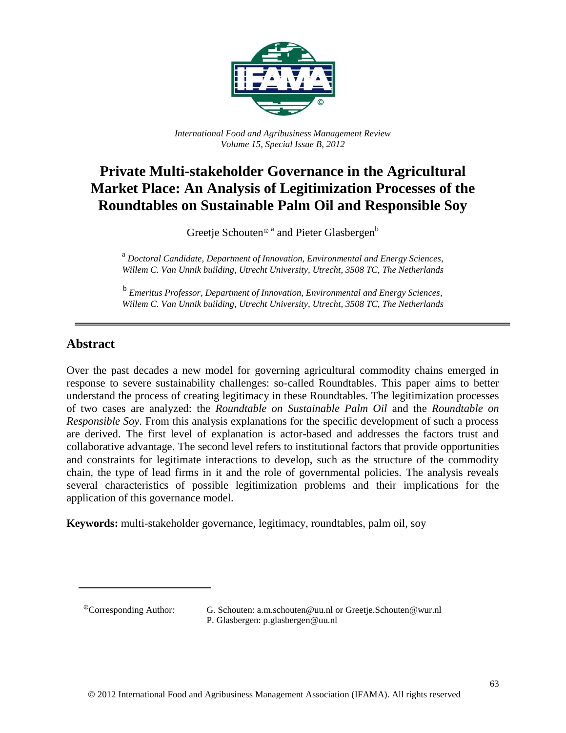*International Food and Agribusiness Management Review*
*Volume 15, Special Issue B, 2012*

# Private Multi-stakeholder Governance in the Agricultural Market Place: An Analysis of Legitimization Processes of the Roundtables on Sustainable Palm Oil and Responsible Soy

Greetje Schouten[Ⓘ a] and Pieter Glasbergen[b]

[a] *Doctoral Candidate, Department of Innovation, Environmental and Energy Sciences, Willem C. Van Unnik building, Utrecht University, Utrecht, 3508 TC, The Netherlands*

[b] *Emeritus Professor, Department of Innovation, Environmental and Energy Sciences, Willem C. Van Unnik building, Utrecht University, Utrecht, 3508 TC, The Netherlands*

## Abstract

Over the past decades a new model for governing agricultural commodity chains emerged in response to severe sustainability challenges: so-called Roundtables. This paper aims to better understand the process of creating legitimacy in these Roundtables. The legitimization processes of two cases are analyzed: the *Roundtable on Sustainable Palm Oil* and the *Roundtable on Responsible Soy*. From this analysis explanations for the specific development of such a process are derived. The first level of explanation is actor-based and addresses the factors trust and collaborative advantage. The second level refers to institutional factors that provide opportunities and constraints for legitimate interactions to develop, such as the structure of the commodity chain, the type of lead firms in it and the role of governmental policies. The analysis reveals several characteristics of possible legitimization problems and their implications for the application of this governance model.

**Keywords:** multi-stakeholder governance, legitimacy, roundtables, palm oil, soy

---

ⒾCorresponding Author: G. Schouten: a.m.schouten@uu.nl or Greetje.Schouten@wur.nl
P. Glasbergen: p.glasbergen@uu.nl

© 2012 International Food and Agribusiness Management Association (IFAMA). All rights reserved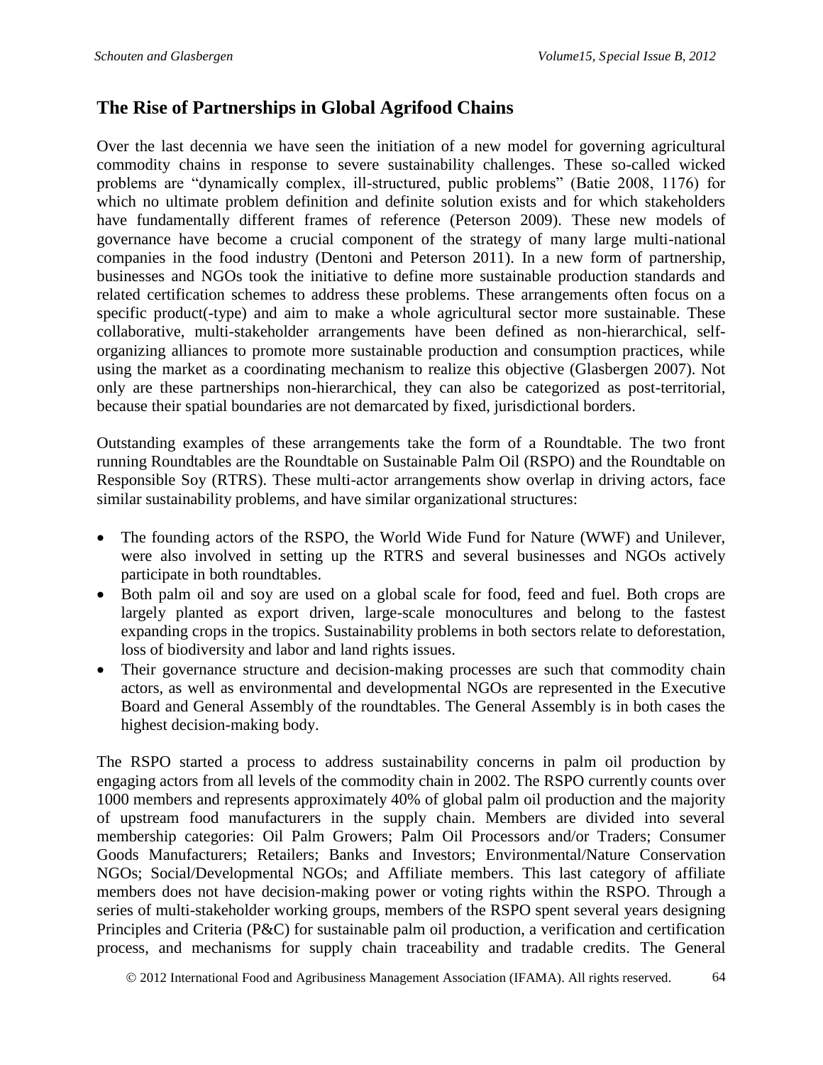## The Rise of Partnerships in Global Agrifood Chains

Over the last decennia we have seen the initiation of a new model for governing agricultural commodity chains in response to severe sustainability challenges. These so-called wicked problems are "dynamically complex, ill-structured, public problems" (Batie 2008, 1176) for which no ultimate problem definition and definite solution exists and for which stakeholders have fundamentally different frames of reference (Peterson 2009). These new models of governance have become a crucial component of the strategy of many large multi-national companies in the food industry (Dentoni and Peterson 2011). In a new form of partnership, businesses and NGOs took the initiative to define more sustainable production standards and related certification schemes to address these problems. These arrangements often focus on a specific product(-type) and aim to make a whole agricultural sector more sustainable. These collaborative, multi-stakeholder arrangements have been defined as non-hierarchical, self-organizing alliances to promote more sustainable production and consumption practices, while using the market as a coordinating mechanism to realize this objective (Glasbergen 2007). Not only are these partnerships non-hierarchical, they can also be categorized as post-territorial, because their spatial boundaries are not demarcated by fixed, jurisdictional borders.

Outstanding examples of these arrangements take the form of a Roundtable. The two front running Roundtables are the Roundtable on Sustainable Palm Oil (RSPO) and the Roundtable on Responsible Soy (RTRS). These multi-actor arrangements show overlap in driving actors, face similar sustainability problems, and have similar organizational structures:

- The founding actors of the RSPO, the World Wide Fund for Nature (WWF) and Unilever, were also involved in setting up the RTRS and several businesses and NGOs actively participate in both roundtables.
- Both palm oil and soy are used on a global scale for food, feed and fuel. Both crops are largely planted as export driven, large-scale monocultures and belong to the fastest expanding crops in the tropics. Sustainability problems in both sectors relate to deforestation, loss of biodiversity and labor and land rights issues.
- Their governance structure and decision-making processes are such that commodity chain actors, as well as environmental and developmental NGOs are represented in the Executive Board and General Assembly of the roundtables. The General Assembly is in both cases the highest decision-making body.

The RSPO started a process to address sustainability concerns in palm oil production by engaging actors from all levels of the commodity chain in 2002. The RSPO currently counts over 1000 members and represents approximately 40% of global palm oil production and the majority of upstream food manufacturers in the supply chain. Members are divided into several membership categories: Oil Palm Growers; Palm Oil Processors and/or Traders; Consumer Goods Manufacturers; Retailers; Banks and Investors; Environmental/Nature Conservation NGOs; Social/Developmental NGOs; and Affiliate members. This last category of affiliate members does not have decision-making power or voting rights within the RSPO. Through a series of multi-stakeholder working groups, members of the RSPO spent several years designing Principles and Criteria (P&C) for sustainable palm oil production, a verification and certification process, and mechanisms for supply chain traceability and tradable credits. The General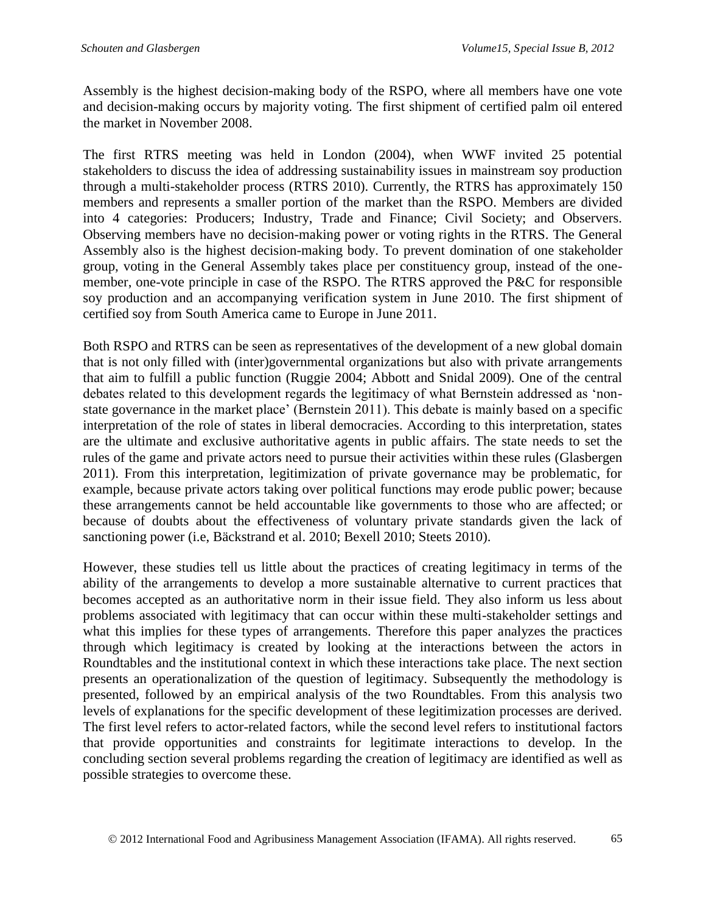Assembly is the highest decision-making body of the RSPO, where all members have one vote and decision-making occurs by majority voting. The first shipment of certified palm oil entered the market in November 2008.

The first RTRS meeting was held in London (2004), when WWF invited 25 potential stakeholders to discuss the idea of addressing sustainability issues in mainstream soy production through a multi-stakeholder process (RTRS 2010). Currently, the RTRS has approximately 150 members and represents a smaller portion of the market than the RSPO. Members are divided into 4 categories: Producers; Industry, Trade and Finance; Civil Society; and Observers. Observing members have no decision-making power or voting rights in the RTRS. The General Assembly also is the highest decision-making body. To prevent domination of one stakeholder group, voting in the General Assembly takes place per constituency group, instead of the one-member, one-vote principle in case of the RSPO. The RTRS approved the P&C for responsible soy production and an accompanying verification system in June 2010. The first shipment of certified soy from South America came to Europe in June 2011.

Both RSPO and RTRS can be seen as representatives of the development of a new global domain that is not only filled with (inter)governmental organizations but also with private arrangements that aim to fulfill a public function (Ruggie 2004; Abbott and Snidal 2009). One of the central debates related to this development regards the legitimacy of what Bernstein addressed as 'non-state governance in the market place' (Bernstein 2011). This debate is mainly based on a specific interpretation of the role of states in liberal democracies. According to this interpretation, states are the ultimate and exclusive authoritative agents in public affairs. The state needs to set the rules of the game and private actors need to pursue their activities within these rules (Glasbergen 2011). From this interpretation, legitimization of private governance may be problematic, for example, because private actors taking over political functions may erode public power; because these arrangements cannot be held accountable like governments to those who are affected; or because of doubts about the effectiveness of voluntary private standards given the lack of sanctioning power (i.e, Bäckstrand et al. 2010; Bexell 2010; Steets 2010).

However, these studies tell us little about the practices of creating legitimacy in terms of the ability of the arrangements to develop a more sustainable alternative to current practices that becomes accepted as an authoritative norm in their issue field. They also inform us less about problems associated with legitimacy that can occur within these multi-stakeholder settings and what this implies for these types of arrangements. Therefore this paper analyzes the practices through which legitimacy is created by looking at the interactions between the actors in Roundtables and the institutional context in which these interactions take place. The next section presents an operationalization of the question of legitimacy. Subsequently the methodology is presented, followed by an empirical analysis of the two Roundtables. From this analysis two levels of explanations for the specific development of these legitimization processes are derived. The first level refers to actor-related factors, while the second level refers to institutional factors that provide opportunities and constraints for legitimate interactions to develop. In the concluding section several problems regarding the creation of legitimacy are identified as well as possible strategies to overcome these.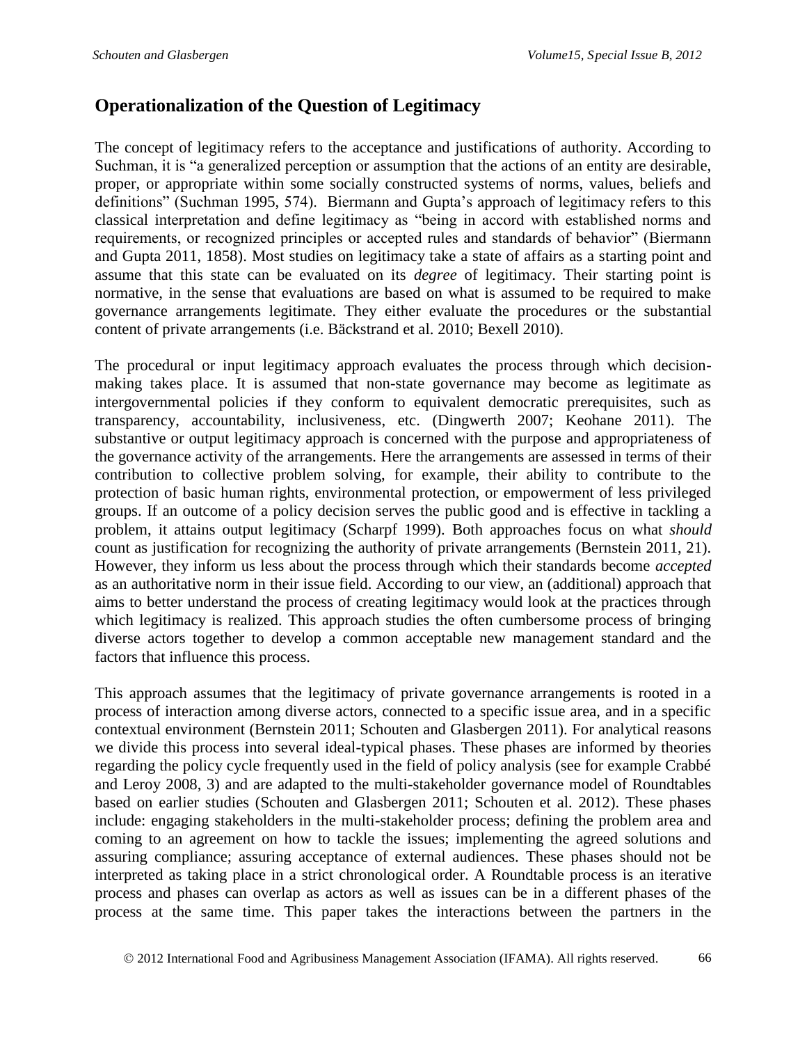## Operationalization of the Question of Legitimacy

The concept of legitimacy refers to the acceptance and justifications of authority. According to Suchman, it is "a generalized perception or assumption that the actions of an entity are desirable, proper, or appropriate within some socially constructed systems of norms, values, beliefs and definitions" (Suchman 1995, 574). Biermann and Gupta's approach of legitimacy refers to this classical interpretation and define legitimacy as "being in accord with established norms and requirements, or recognized principles or accepted rules and standards of behavior" (Biermann and Gupta 2011, 1858). Most studies on legitimacy take a state of affairs as a starting point and assume that this state can be evaluated on its *degree* of legitimacy. Their starting point is normative, in the sense that evaluations are based on what is assumed to be required to make governance arrangements legitimate. They either evaluate the procedures or the substantial content of private arrangements (i.e. Bäckstrand et al. 2010; Bexell 2010).

The procedural or input legitimacy approach evaluates the process through which decision-making takes place. It is assumed that non-state governance may become as legitimate as intergovernmental policies if they conform to equivalent democratic prerequisites, such as transparency, accountability, inclusiveness, etc. (Dingwerth 2007; Keohane 2011). The substantive or output legitimacy approach is concerned with the purpose and appropriateness of the governance activity of the arrangements. Here the arrangements are assessed in terms of their contribution to collective problem solving, for example, their ability to contribute to the protection of basic human rights, environmental protection, or empowerment of less privileged groups. If an outcome of a policy decision serves the public good and is effective in tackling a problem, it attains output legitimacy (Scharpf 1999). Both approaches focus on what *should* count as justification for recognizing the authority of private arrangements (Bernstein 2011, 21). However, they inform us less about the process through which their standards become *accepted* as an authoritative norm in their issue field. According to our view, an (additional) approach that aims to better understand the process of creating legitimacy would look at the practices through which legitimacy is realized. This approach studies the often cumbersome process of bringing diverse actors together to develop a common acceptable new management standard and the factors that influence this process.

This approach assumes that the legitimacy of private governance arrangements is rooted in a process of interaction among diverse actors, connected to a specific issue area, and in a specific contextual environment (Bernstein 2011; Schouten and Glasbergen 2011). For analytical reasons we divide this process into several ideal-typical phases. These phases are informed by theories regarding the policy cycle frequently used in the field of policy analysis (see for example Crabbé and Leroy 2008, 3) and are adapted to the multi-stakeholder governance model of Roundtables based on earlier studies (Schouten and Glasbergen 2011; Schouten et al. 2012). These phases include: engaging stakeholders in the multi-stakeholder process; defining the problem area and coming to an agreement on how to tackle the issues; implementing the agreed solutions and assuring compliance; assuring acceptance of external audiences. These phases should not be interpreted as taking place in a strict chronological order. A Roundtable process is an iterative process and phases can overlap as actors as well as issues can be in a different phases of the process at the same time. This paper takes the interactions between the partners in the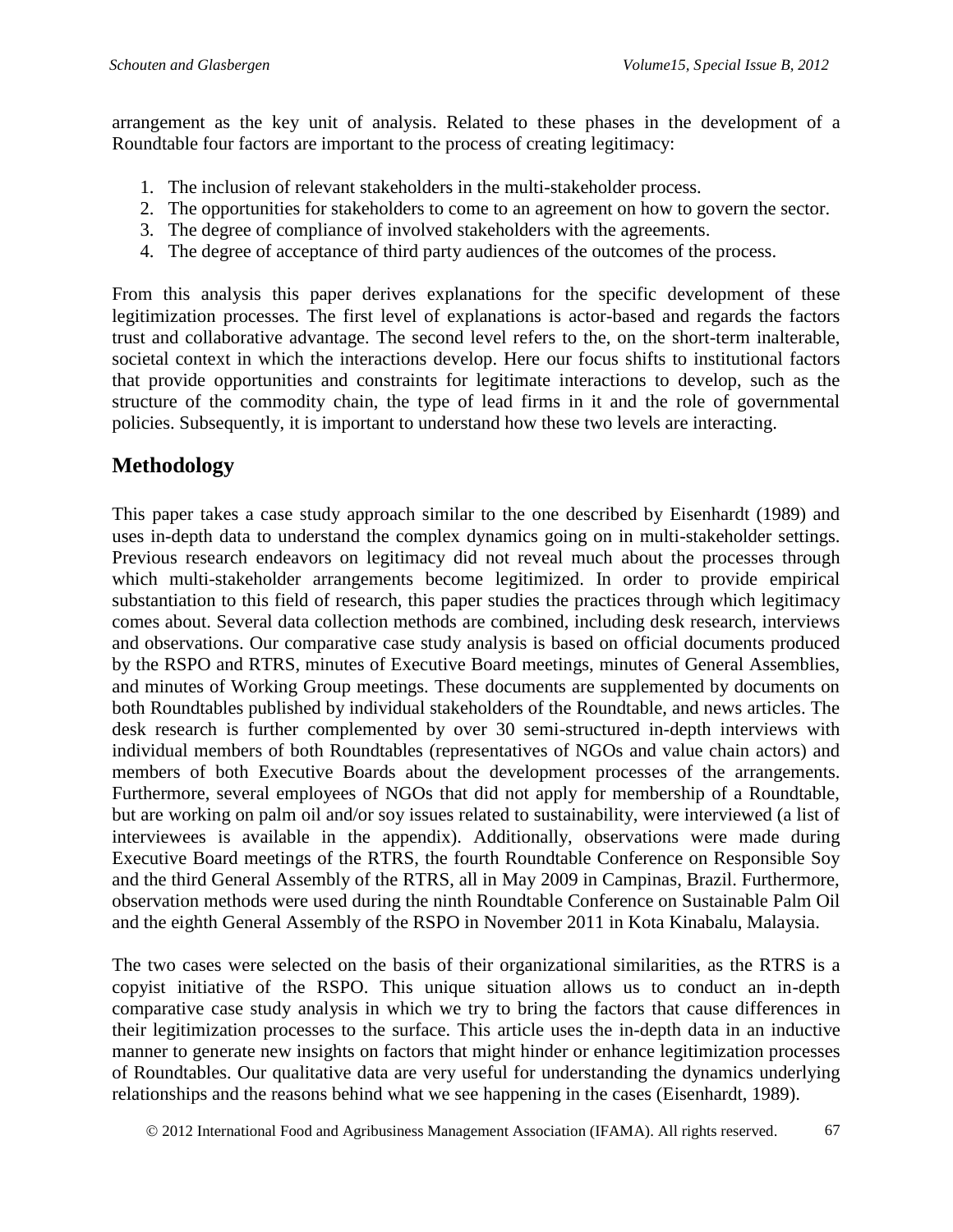arrangement as the key unit of analysis. Related to these phases in the development of a Roundtable four factors are important to the process of creating legitimacy:

1. The inclusion of relevant stakeholders in the multi-stakeholder process.
2. The opportunities for stakeholders to come to an agreement on how to govern the sector.
3. The degree of compliance of involved stakeholders with the agreements.
4. The degree of acceptance of third party audiences of the outcomes of the process.

From this analysis this paper derives explanations for the specific development of these legitimization processes. The first level of explanations is actor-based and regards the factors trust and collaborative advantage. The second level refers to the, on the short-term inalterable, societal context in which the interactions develop. Here our focus shifts to institutional factors that provide opportunities and constraints for legitimate interactions to develop, such as the structure of the commodity chain, the type of lead firms in it and the role of governmental policies. Subsequently, it is important to understand how these two levels are interacting.

## Methodology

This paper takes a case study approach similar to the one described by Eisenhardt (1989) and uses in-depth data to understand the complex dynamics going on in multi-stakeholder settings. Previous research endeavors on legitimacy did not reveal much about the processes through which multi-stakeholder arrangements become legitimized. In order to provide empirical substantiation to this field of research, this paper studies the practices through which legitimacy comes about. Several data collection methods are combined, including desk research, interviews and observations. Our comparative case study analysis is based on official documents produced by the RSPO and RTRS, minutes of Executive Board meetings, minutes of General Assemblies, and minutes of Working Group meetings. These documents are supplemented by documents on both Roundtables published by individual stakeholders of the Roundtable, and news articles. The desk research is further complemented by over 30 semi-structured in-depth interviews with individual members of both Roundtables (representatives of NGOs and value chain actors) and members of both Executive Boards about the development processes of the arrangements. Furthermore, several employees of NGOs that did not apply for membership of a Roundtable, but are working on palm oil and/or soy issues related to sustainability, were interviewed (a list of interviewees is available in the appendix). Additionally, observations were made during Executive Board meetings of the RTRS, the fourth Roundtable Conference on Responsible Soy and the third General Assembly of the RTRS, all in May 2009 in Campinas, Brazil. Furthermore, observation methods were used during the ninth Roundtable Conference on Sustainable Palm Oil and the eighth General Assembly of the RSPO in November 2011 in Kota Kinabalu, Malaysia.

The two cases were selected on the basis of their organizational similarities, as the RTRS is a copyist initiative of the RSPO. This unique situation allows us to conduct an in-depth comparative case study analysis in which we try to bring the factors that cause differences in their legitimization processes to the surface. This article uses the in-depth data in an inductive manner to generate new insights on factors that might hinder or enhance legitimization processes of Roundtables. Our qualitative data are very useful for understanding the dynamics underlying relationships and the reasons behind what we see happening in the cases (Eisenhardt, 1989).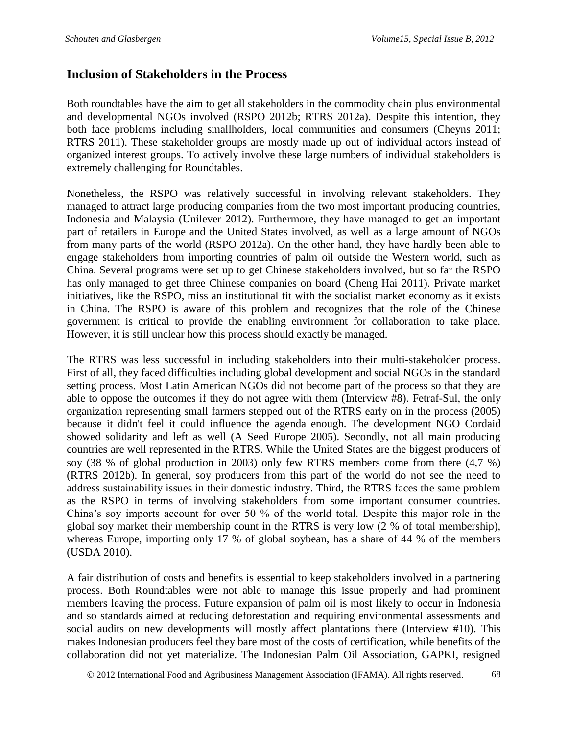## Inclusion of Stakeholders in the Process

Both roundtables have the aim to get all stakeholders in the commodity chain plus environmental and developmental NGOs involved (RSPO 2012b; RTRS 2012a). Despite this intention, they both face problems including smallholders, local communities and consumers (Cheyns 2011; RTRS 2011). These stakeholder groups are mostly made up out of individual actors instead of organized interest groups. To actively involve these large numbers of individual stakeholders is extremely challenging for Roundtables.

Nonetheless, the RSPO was relatively successful in involving relevant stakeholders. They managed to attract large producing companies from the two most important producing countries, Indonesia and Malaysia (Unilever 2012). Furthermore, they have managed to get an important part of retailers in Europe and the United States involved, as well as a large amount of NGOs from many parts of the world (RSPO 2012a). On the other hand, they have hardly been able to engage stakeholders from importing countries of palm oil outside the Western world, such as China. Several programs were set up to get Chinese stakeholders involved, but so far the RSPO has only managed to get three Chinese companies on board (Cheng Hai 2011). Private market initiatives, like the RSPO, miss an institutional fit with the socialist market economy as it exists in China. The RSPO is aware of this problem and recognizes that the role of the Chinese government is critical to provide the enabling environment for collaboration to take place. However, it is still unclear how this process should exactly be managed.

The RTRS was less successful in including stakeholders into their multi-stakeholder process. First of all, they faced difficulties including global development and social NGOs in the standard setting process. Most Latin American NGOs did not become part of the process so that they are able to oppose the outcomes if they do not agree with them (Interview #8). Fetraf-Sul, the only organization representing small farmers stepped out of the RTRS early on in the process (2005) because it didn't feel it could influence the agenda enough. The development NGO Cordaid showed solidarity and left as well (A Seed Europe 2005). Secondly, not all main producing countries are well represented in the RTRS. While the United States are the biggest producers of soy (38 % of global production in 2003) only few RTRS members come from there (4,7 %) (RTRS 2012b). In general, soy producers from this part of the world do not see the need to address sustainability issues in their domestic industry. Third, the RTRS faces the same problem as the RSPO in terms of involving stakeholders from some important consumer countries. China's soy imports account for over 50 % of the world total. Despite this major role in the global soy market their membership count in the RTRS is very low (2 % of total membership), whereas Europe, importing only 17 % of global soybean, has a share of 44 % of the members (USDA 2010).

A fair distribution of costs and benefits is essential to keep stakeholders involved in a partnering process. Both Roundtables were not able to manage this issue properly and had prominent members leaving the process. Future expansion of palm oil is most likely to occur in Indonesia and so standards aimed at reducing deforestation and requiring environmental assessments and social audits on new developments will mostly affect plantations there (Interview #10). This makes Indonesian producers feel they bare most of the costs of certification, while benefits of the collaboration did not yet materialize. The Indonesian Palm Oil Association, GAPKI, resigned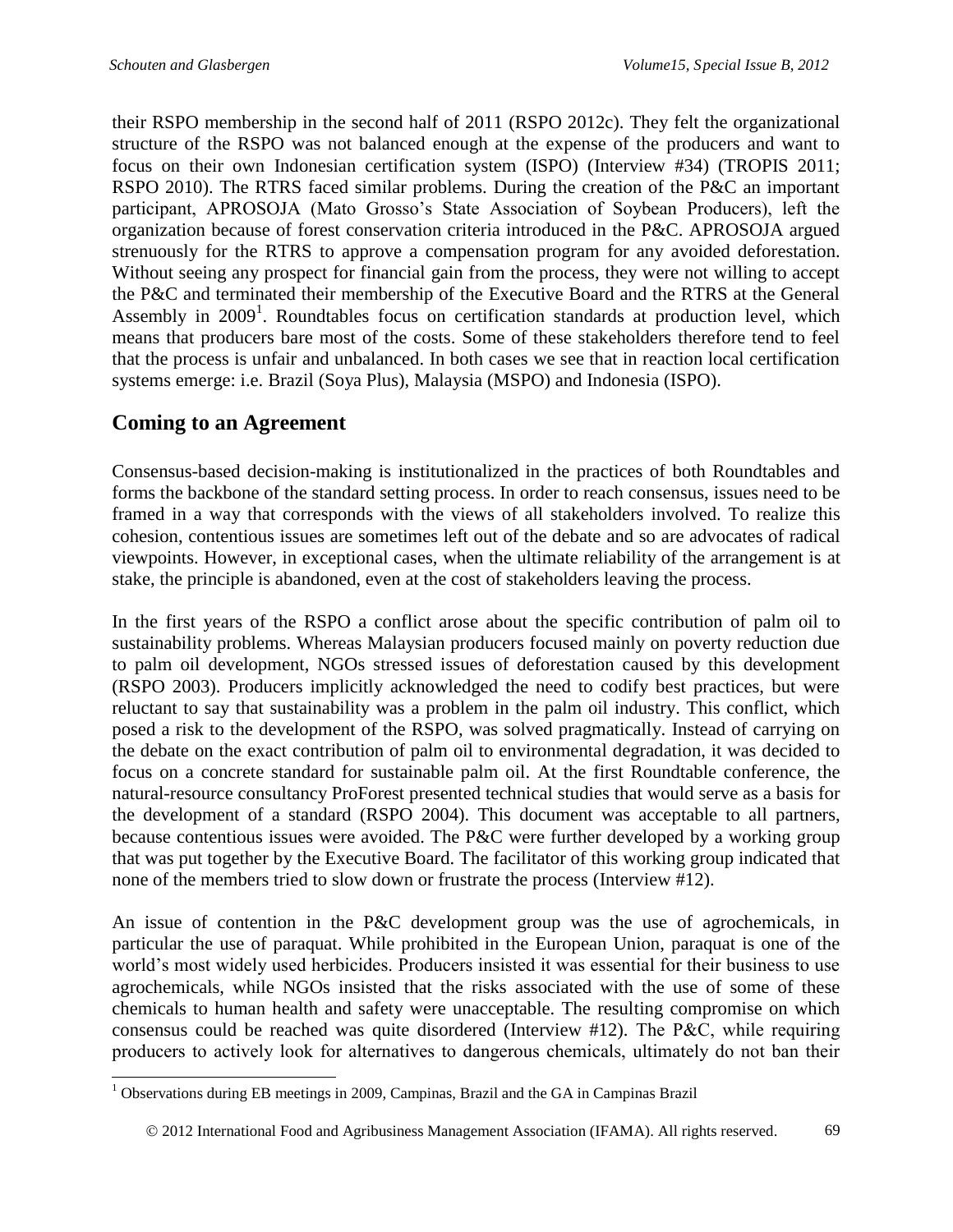their RSPO membership in the second half of 2011 (RSPO 2012c). They felt the organizational structure of the RSPO was not balanced enough at the expense of the producers and want to focus on their own Indonesian certification system (ISPO) (Interview #34) (TROPIS 2011; RSPO 2010). The RTRS faced similar problems. During the creation of the P&C an important participant, APROSOJA (Mato Grosso's State Association of Soybean Producers), left the organization because of forest conservation criteria introduced in the P&C. APROSOJA argued strenuously for the RTRS to approve a compensation program for any avoided deforestation. Without seeing any prospect for financial gain from the process, they were not willing to accept the P&C and terminated their membership of the Executive Board and the RTRS at the General Assembly in 2009[1]. Roundtables focus on certification standards at production level, which means that producers bare most of the costs. Some of these stakeholders therefore tend to feel that the process is unfair and unbalanced. In both cases we see that in reaction local certification systems emerge: i.e. Brazil (Soya Plus), Malaysia (MSPO) and Indonesia (ISPO).

## Coming to an Agreement

Consensus-based decision-making is institutionalized in the practices of both Roundtables and forms the backbone of the standard setting process. In order to reach consensus, issues need to be framed in a way that corresponds with the views of all stakeholders involved. To realize this cohesion, contentious issues are sometimes left out of the debate and so are advocates of radical viewpoints. However, in exceptional cases, when the ultimate reliability of the arrangement is at stake, the principle is abandoned, even at the cost of stakeholders leaving the process.

In the first years of the RSPO a conflict arose about the specific contribution of palm oil to sustainability problems. Whereas Malaysian producers focused mainly on poverty reduction due to palm oil development, NGOs stressed issues of deforestation caused by this development (RSPO 2003). Producers implicitly acknowledged the need to codify best practices, but were reluctant to say that sustainability was a problem in the palm oil industry. This conflict, which posed a risk to the development of the RSPO, was solved pragmatically. Instead of carrying on the debate on the exact contribution of palm oil to environmental degradation, it was decided to focus on a concrete standard for sustainable palm oil. At the first Roundtable conference, the natural-resource consultancy ProForest presented technical studies that would serve as a basis for the development of a standard (RSPO 2004). This document was acceptable to all partners, because contentious issues were avoided. The P&C were further developed by a working group that was put together by the Executive Board. The facilitator of this working group indicated that none of the members tried to slow down or frustrate the process (Interview #12).

An issue of contention in the P&C development group was the use of agrochemicals, in particular the use of paraquat. While prohibited in the European Union, paraquat is one of the world's most widely used herbicides. Producers insisted it was essential for their business to use agrochemicals, while NGOs insisted that the risks associated with the use of some of these chemicals to human health and safety were unacceptable. The resulting compromise on which consensus could be reached was quite disordered (Interview #12). The P&C, while requiring producers to actively look for alternatives to dangerous chemicals, ultimately do not ban their

[1] Observations during EB meetings in 2009, Campinas, Brazil and the GA in Campinas Brazil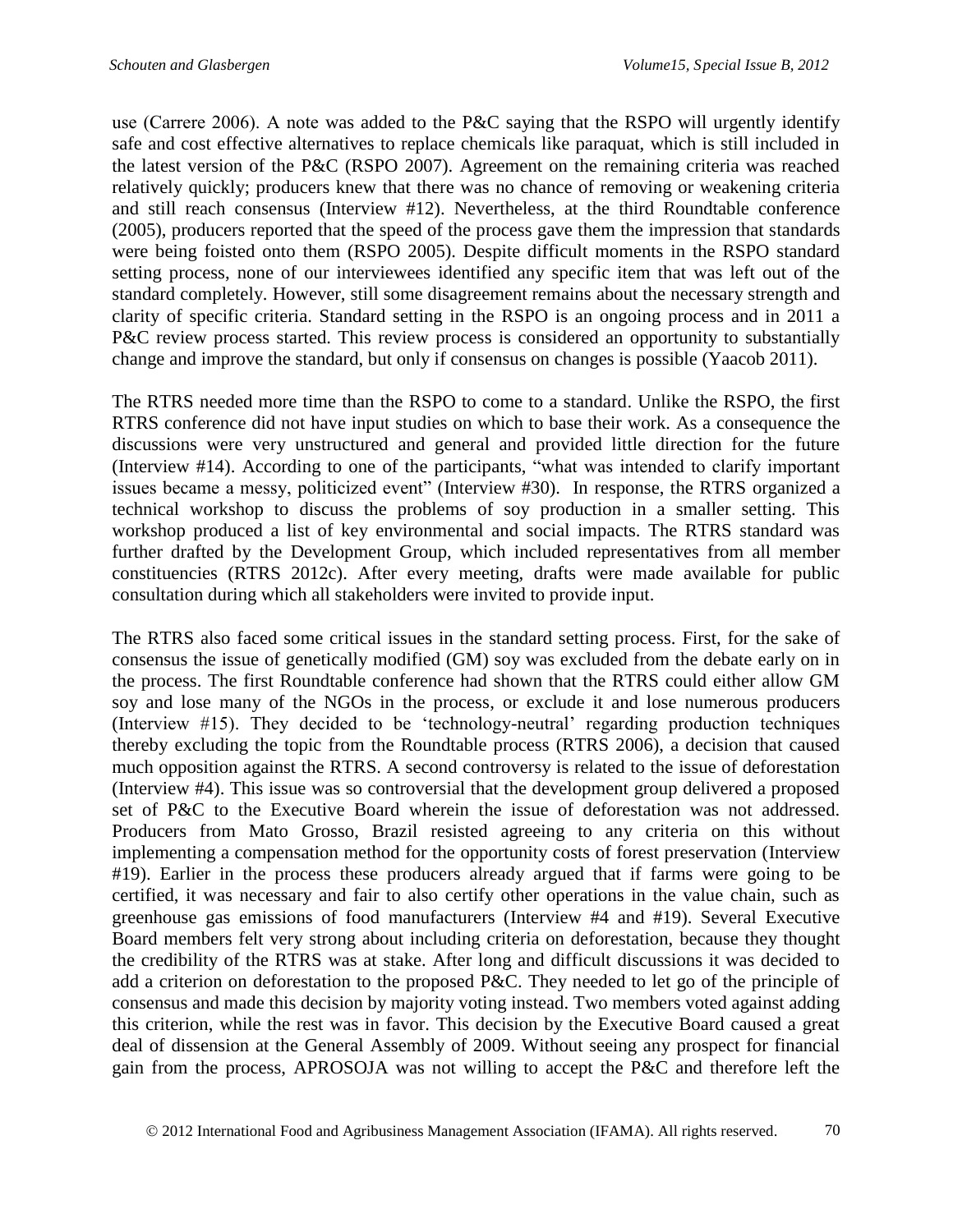use (Carrere 2006). A note was added to the P&C saying that the RSPO will urgently identify safe and cost effective alternatives to replace chemicals like paraquat, which is still included in the latest version of the P&C (RSPO 2007). Agreement on the remaining criteria was reached relatively quickly; producers knew that there was no chance of removing or weakening criteria and still reach consensus (Interview #12). Nevertheless, at the third Roundtable conference (2005), producers reported that the speed of the process gave them the impression that standards were being foisted onto them (RSPO 2005). Despite difficult moments in the RSPO standard setting process, none of our interviewees identified any specific item that was left out of the standard completely. However, still some disagreement remains about the necessary strength and clarity of specific criteria. Standard setting in the RSPO is an ongoing process and in 2011 a P&C review process started. This review process is considered an opportunity to substantially change and improve the standard, but only if consensus on changes is possible (Yaacob 2011).

The RTRS needed more time than the RSPO to come to a standard. Unlike the RSPO, the first RTRS conference did not have input studies on which to base their work. As a consequence the discussions were very unstructured and general and provided little direction for the future (Interview #14). According to one of the participants, "what was intended to clarify important issues became a messy, politicized event" (Interview #30). In response, the RTRS organized a technical workshop to discuss the problems of soy production in a smaller setting. This workshop produced a list of key environmental and social impacts. The RTRS standard was further drafted by the Development Group, which included representatives from all member constituencies (RTRS 2012c). After every meeting, drafts were made available for public consultation during which all stakeholders were invited to provide input.

The RTRS also faced some critical issues in the standard setting process. First, for the sake of consensus the issue of genetically modified (GM) soy was excluded from the debate early on in the process. The first Roundtable conference had shown that the RTRS could either allow GM soy and lose many of the NGOs in the process, or exclude it and lose numerous producers (Interview #15). They decided to be 'technology-neutral' regarding production techniques thereby excluding the topic from the Roundtable process (RTRS 2006), a decision that caused much opposition against the RTRS. A second controversy is related to the issue of deforestation (Interview #4). This issue was so controversial that the development group delivered a proposed set of P&C to the Executive Board wherein the issue of deforestation was not addressed. Producers from Mato Grosso, Brazil resisted agreeing to any criteria on this without implementing a compensation method for the opportunity costs of forest preservation (Interview #19). Earlier in the process these producers already argued that if farms were going to be certified, it was necessary and fair to also certify other operations in the value chain, such as greenhouse gas emissions of food manufacturers (Interview #4 and #19). Several Executive Board members felt very strong about including criteria on deforestation, because they thought the credibility of the RTRS was at stake. After long and difficult discussions it was decided to add a criterion on deforestation to the proposed P&C. They needed to let go of the principle of consensus and made this decision by majority voting instead. Two members voted against adding this criterion, while the rest was in favor. This decision by the Executive Board caused a great deal of dissension at the General Assembly of 2009. Without seeing any prospect for financial gain from the process, APROSOJA was not willing to accept the P&C and therefore left the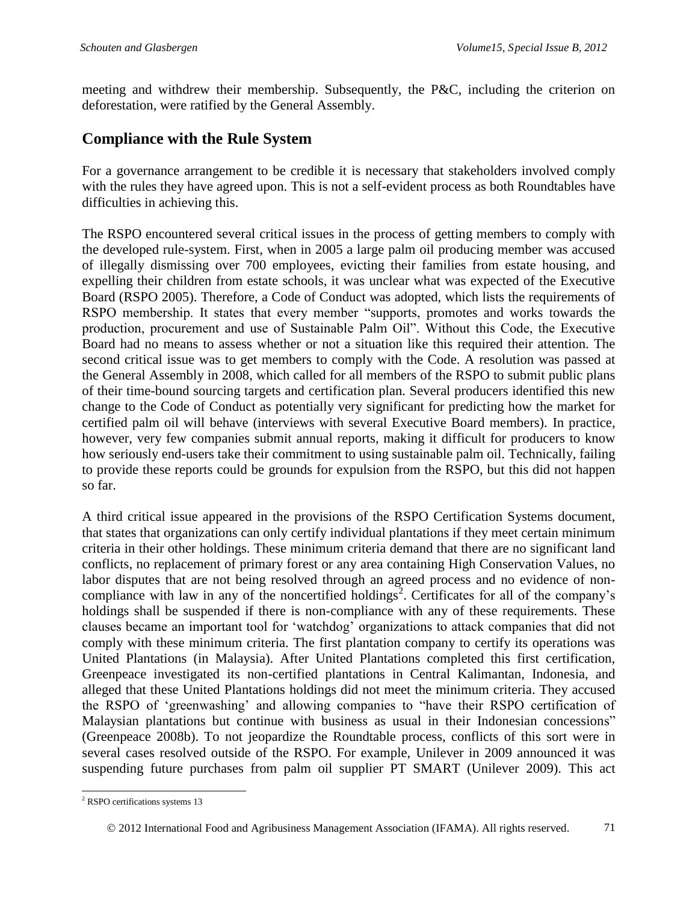meeting and withdrew their membership. Subsequently, the P&C, including the criterion on deforestation, were ratified by the General Assembly.

## Compliance with the Rule System

For a governance arrangement to be credible it is necessary that stakeholders involved comply with the rules they have agreed upon. This is not a self-evident process as both Roundtables have difficulties in achieving this.

The RSPO encountered several critical issues in the process of getting members to comply with the developed rule-system. First, when in 2005 a large palm oil producing member was accused of illegally dismissing over 700 employees, evicting their families from estate housing, and expelling their children from estate schools, it was unclear what was expected of the Executive Board (RSPO 2005). Therefore, a Code of Conduct was adopted, which lists the requirements of RSPO membership. It states that every member "supports, promotes and works towards the production, procurement and use of Sustainable Palm Oil". Without this Code, the Executive Board had no means to assess whether or not a situation like this required their attention. The second critical issue was to get members to comply with the Code. A resolution was passed at the General Assembly in 2008, which called for all members of the RSPO to submit public plans of their time-bound sourcing targets and certification plan. Several producers identified this new change to the Code of Conduct as potentially very significant for predicting how the market for certified palm oil will behave (interviews with several Executive Board members). In practice, however, very few companies submit annual reports, making it difficult for producers to know how seriously end-users take their commitment to using sustainable palm oil. Technically, failing to provide these reports could be grounds for expulsion from the RSPO, but this did not happen so far.

A third critical issue appeared in the provisions of the RSPO Certification Systems document, that states that organizations can only certify individual plantations if they meet certain minimum criteria in their other holdings. These minimum criteria demand that there are no significant land conflicts, no replacement of primary forest or any area containing High Conservation Values, no labor disputes that are not being resolved through an agreed process and no evidence of non-compliance with law in any of the noncertified holdings[2]. Certificates for all of the company's holdings shall be suspended if there is non-compliance with any of these requirements. These clauses became an important tool for 'watchdog' organizations to attack companies that did not comply with these minimum criteria. The first plantation company to certify its operations was United Plantations (in Malaysia). After United Plantations completed this first certification, Greenpeace investigated its non-certified plantations in Central Kalimantan, Indonesia, and alleged that these United Plantations holdings did not meet the minimum criteria. They accused the RSPO of 'greenwashing' and allowing companies to "have their RSPO certification of Malaysian plantations but continue with business as usual in their Indonesian concessions" (Greenpeace 2008b). To not jeopardize the Roundtable process, conflicts of this sort were in several cases resolved outside of the RSPO. For example, Unilever in 2009 announced it was suspending future purchases from palm oil supplier PT SMART (Unilever 2009). This act

[2] RSPO certifications systems 13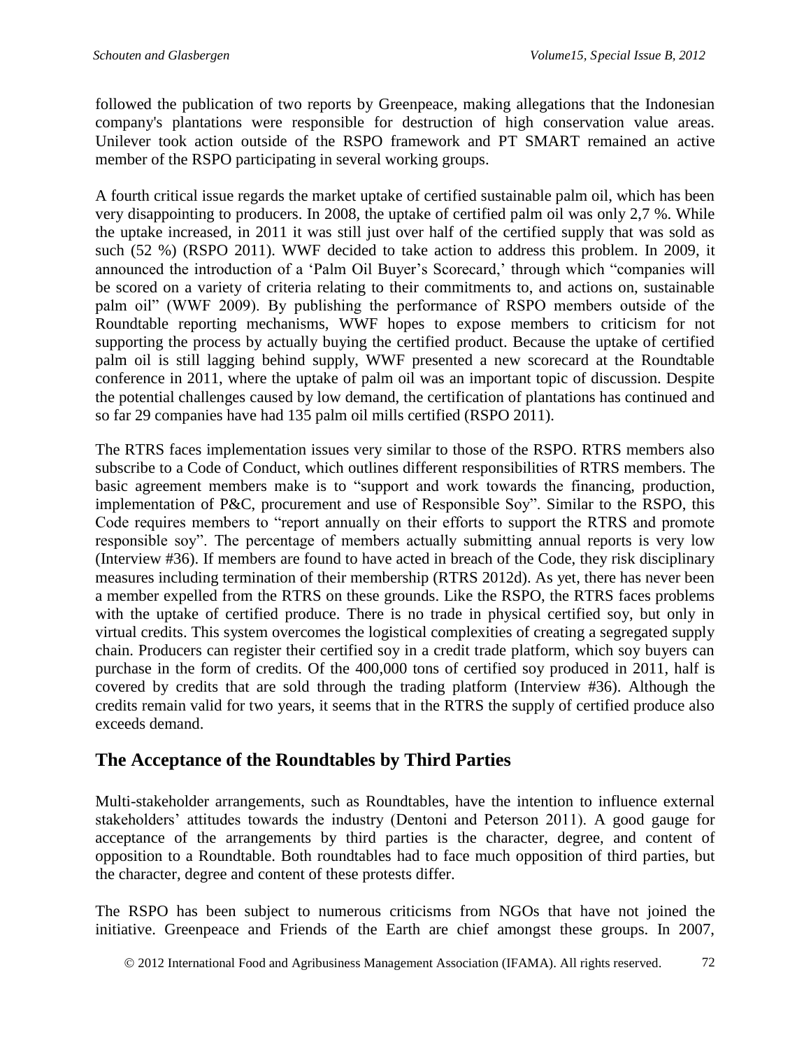followed the publication of two reports by Greenpeace, making allegations that the Indonesian company's plantations were responsible for destruction of high conservation value areas. Unilever took action outside of the RSPO framework and PT SMART remained an active member of the RSPO participating in several working groups.

A fourth critical issue regards the market uptake of certified sustainable palm oil, which has been very disappointing to producers. In 2008, the uptake of certified palm oil was only 2,7 %. While the uptake increased, in 2011 it was still just over half of the certified supply that was sold as such (52 %) (RSPO 2011). WWF decided to take action to address this problem. In 2009, it announced the introduction of a 'Palm Oil Buyer's Scorecard,' through which "companies will be scored on a variety of criteria relating to their commitments to, and actions on, sustainable palm oil" (WWF 2009). By publishing the performance of RSPO members outside of the Roundtable reporting mechanisms, WWF hopes to expose members to criticism for not supporting the process by actually buying the certified product. Because the uptake of certified palm oil is still lagging behind supply, WWF presented a new scorecard at the Roundtable conference in 2011, where the uptake of palm oil was an important topic of discussion. Despite the potential challenges caused by low demand, the certification of plantations has continued and so far 29 companies have had 135 palm oil mills certified (RSPO 2011).

The RTRS faces implementation issues very similar to those of the RSPO. RTRS members also subscribe to a Code of Conduct, which outlines different responsibilities of RTRS members. The basic agreement members make is to "support and work towards the financing, production, implementation of P&C, procurement and use of Responsible Soy". Similar to the RSPO, this Code requires members to "report annually on their efforts to support the RTRS and promote responsible soy". The percentage of members actually submitting annual reports is very low (Interview #36). If members are found to have acted in breach of the Code, they risk disciplinary measures including termination of their membership (RTRS 2012d). As yet, there has never been a member expelled from the RTRS on these grounds. Like the RSPO, the RTRS faces problems with the uptake of certified produce. There is no trade in physical certified soy, but only in virtual credits. This system overcomes the logistical complexities of creating a segregated supply chain. Producers can register their certified soy in a credit trade platform, which soy buyers can purchase in the form of credits. Of the 400,000 tons of certified soy produced in 2011, half is covered by credits that are sold through the trading platform (Interview #36). Although the credits remain valid for two years, it seems that in the RTRS the supply of certified produce also exceeds demand.

## The Acceptance of the Roundtables by Third Parties

Multi-stakeholder arrangements, such as Roundtables, have the intention to influence external stakeholders' attitudes towards the industry (Dentoni and Peterson 2011). A good gauge for acceptance of the arrangements by third parties is the character, degree, and content of opposition to a Roundtable. Both roundtables had to face much opposition of third parties, but the character, degree and content of these protests differ.

The RSPO has been subject to numerous criticisms from NGOs that have not joined the initiative. Greenpeace and Friends of the Earth are chief amongst these groups. In 2007,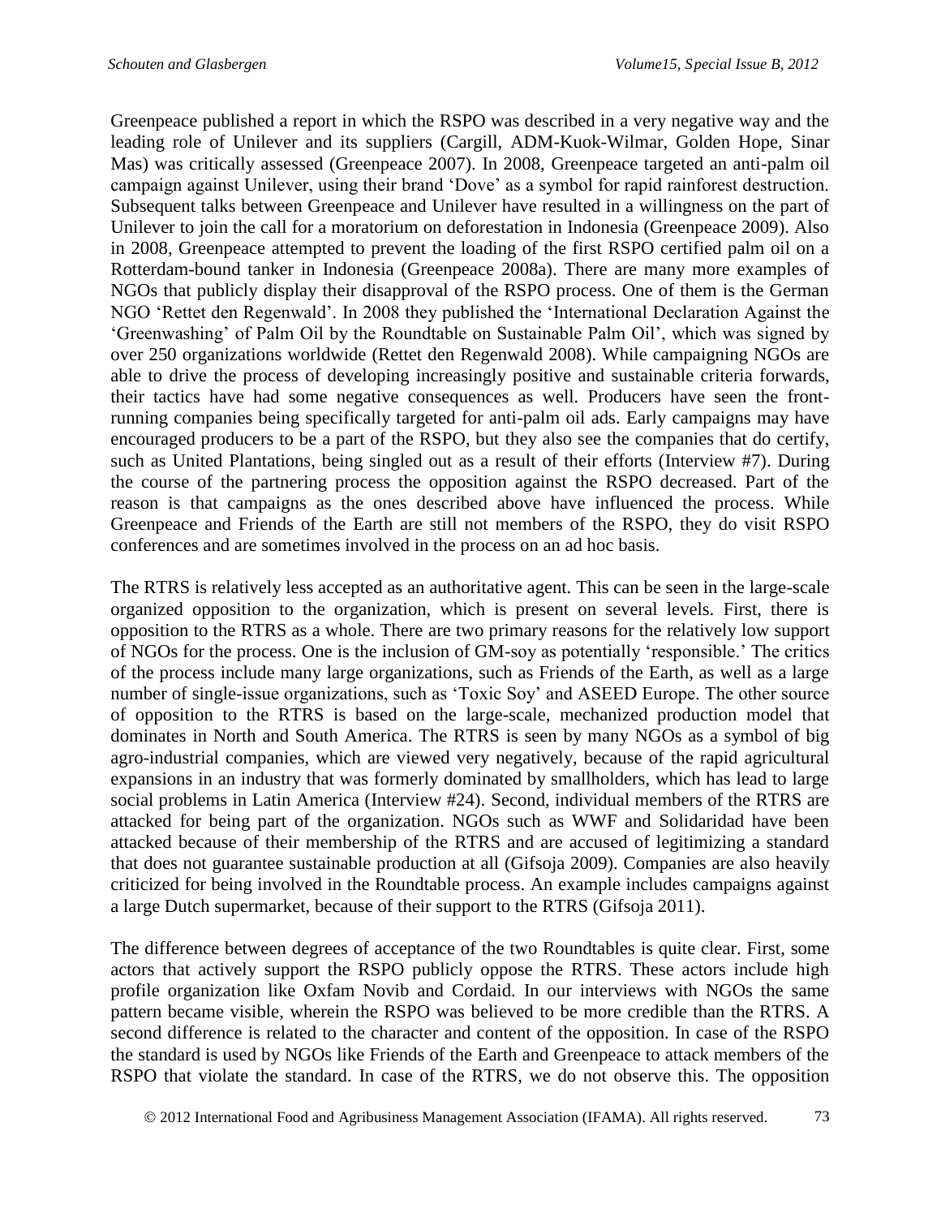Greenpeace published a report in which the RSPO was described in a very negative way and the leading role of Unilever and its suppliers (Cargill, ADM-Kuok-Wilmar, Golden Hope, Sinar Mas) was critically assessed (Greenpeace 2007). In 2008, Greenpeace targeted an anti-palm oil campaign against Unilever, using their brand 'Dove' as a symbol for rapid rainforest destruction. Subsequent talks between Greenpeace and Unilever have resulted in a willingness on the part of Unilever to join the call for a moratorium on deforestation in Indonesia (Greenpeace 2009). Also in 2008, Greenpeace attempted to prevent the loading of the first RSPO certified palm oil on a Rotterdam-bound tanker in Indonesia (Greenpeace 2008a). There are many more examples of NGOs that publicly display their disapproval of the RSPO process. One of them is the German NGO 'Rettet den Regenwald'. In 2008 they published the 'International Declaration Against the 'Greenwashing' of Palm Oil by the Roundtable on Sustainable Palm Oil', which was signed by over 250 organizations worldwide (Rettet den Regenwald 2008). While campaigning NGOs are able to drive the process of developing increasingly positive and sustainable criteria forwards, their tactics have had some negative consequences as well. Producers have seen the front-running companies being specifically targeted for anti-palm oil ads. Early campaigns may have encouraged producers to be a part of the RSPO, but they also see the companies that do certify, such as United Plantations, being singled out as a result of their efforts (Interview #7). During the course of the partnering process the opposition against the RSPO decreased. Part of the reason is that campaigns as the ones described above have influenced the process. While Greenpeace and Friends of the Earth are still not members of the RSPO, they do visit RSPO conferences and are sometimes involved in the process on an ad hoc basis.

The RTRS is relatively less accepted as an authoritative agent. This can be seen in the large-scale organized opposition to the organization, which is present on several levels. First, there is opposition to the RTRS as a whole. There are two primary reasons for the relatively low support of NGOs for the process. One is the inclusion of GM-soy as potentially 'responsible.' The critics of the process include many large organizations, such as Friends of the Earth, as well as a large number of single-issue organizations, such as 'Toxic Soy' and ASEED Europe. The other source of opposition to the RTRS is based on the large-scale, mechanized production model that dominates in North and South America. The RTRS is seen by many NGOs as a symbol of big agro-industrial companies, which are viewed very negatively, because of the rapid agricultural expansions in an industry that was formerly dominated by smallholders, which has lead to large social problems in Latin America (Interview #24). Second, individual members of the RTRS are attacked for being part of the organization. NGOs such as WWF and Solidaridad have been attacked because of their membership of the RTRS and are accused of legitimizing a standard that does not guarantee sustainable production at all (Gifsoja 2009). Companies are also heavily criticized for being involved in the Roundtable process. An example includes campaigns against a large Dutch supermarket, because of their support to the RTRS (Gifsoja 2011).

The difference between degrees of acceptance of the two Roundtables is quite clear. First, some actors that actively support the RSPO publicly oppose the RTRS. These actors include high profile organization like Oxfam Novib and Cordaid. In our interviews with NGOs the same pattern became visible, wherein the RSPO was believed to be more credible than the RTRS. A second difference is related to the character and content of the opposition. In case of the RSPO the standard is used by NGOs like Friends of the Earth and Greenpeace to attack members of the RSPO that violate the standard. In case of the RTRS, we do not observe this. The opposition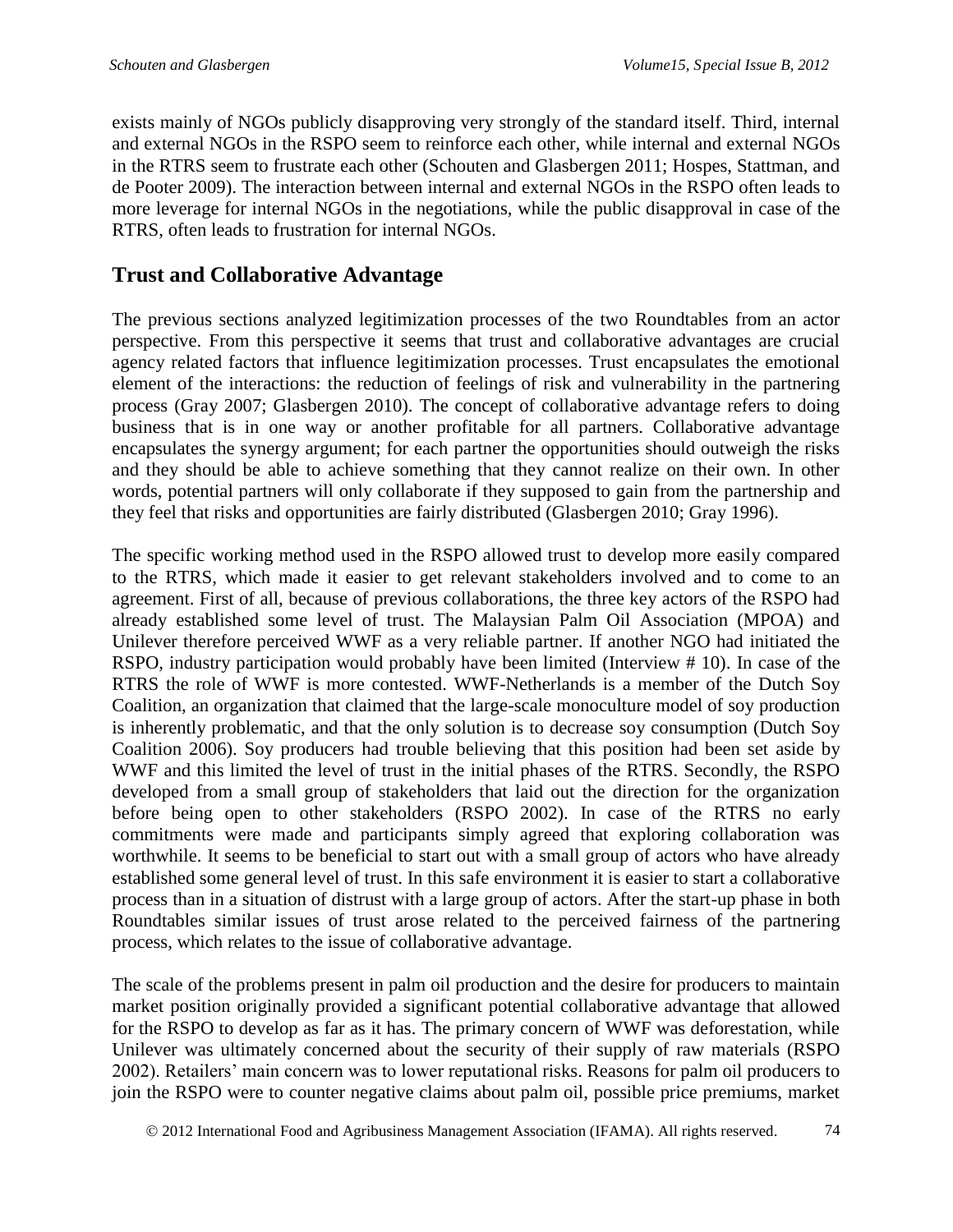exists mainly of NGOs publicly disapproving very strongly of the standard itself. Third, internal and external NGOs in the RSPO seem to reinforce each other, while internal and external NGOs in the RTRS seem to frustrate each other (Schouten and Glasbergen 2011; Hospes, Stattman, and de Pooter 2009). The interaction between internal and external NGOs in the RSPO often leads to more leverage for internal NGOs in the negotiations, while the public disapproval in case of the RTRS, often leads to frustration for internal NGOs.

## Trust and Collaborative Advantage

The previous sections analyzed legitimization processes of the two Roundtables from an actor perspective. From this perspective it seems that trust and collaborative advantages are crucial agency related factors that influence legitimization processes. Trust encapsulates the emotional element of the interactions: the reduction of feelings of risk and vulnerability in the partnering process (Gray 2007; Glasbergen 2010). The concept of collaborative advantage refers to doing business that is in one way or another profitable for all partners. Collaborative advantage encapsulates the synergy argument; for each partner the opportunities should outweigh the risks and they should be able to achieve something that they cannot realize on their own. In other words, potential partners will only collaborate if they supposed to gain from the partnership and they feel that risks and opportunities are fairly distributed (Glasbergen 2010; Gray 1996).

The specific working method used in the RSPO allowed trust to develop more easily compared to the RTRS, which made it easier to get relevant stakeholders involved and to come to an agreement. First of all, because of previous collaborations, the three key actors of the RSPO had already established some level of trust. The Malaysian Palm Oil Association (MPOA) and Unilever therefore perceived WWF as a very reliable partner. If another NGO had initiated the RSPO, industry participation would probably have been limited (Interview # 10). In case of the RTRS the role of WWF is more contested. WWF-Netherlands is a member of the Dutch Soy Coalition, an organization that claimed that the large-scale monoculture model of soy production is inherently problematic, and that the only solution is to decrease soy consumption (Dutch Soy Coalition 2006). Soy producers had trouble believing that this position had been set aside by WWF and this limited the level of trust in the initial phases of the RTRS. Secondly, the RSPO developed from a small group of stakeholders that laid out the direction for the organization before being open to other stakeholders (RSPO 2002). In case of the RTRS no early commitments were made and participants simply agreed that exploring collaboration was worthwhile. It seems to be beneficial to start out with a small group of actors who have already established some general level of trust. In this safe environment it is easier to start a collaborative process than in a situation of distrust with a large group of actors. After the start-up phase in both Roundtables similar issues of trust arose related to the perceived fairness of the partnering process, which relates to the issue of collaborative advantage.

The scale of the problems present in palm oil production and the desire for producers to maintain market position originally provided a significant potential collaborative advantage that allowed for the RSPO to develop as far as it has. The primary concern of WWF was deforestation, while Unilever was ultimately concerned about the security of their supply of raw materials (RSPO 2002). Retailers' main concern was to lower reputational risks. Reasons for palm oil producers to join the RSPO were to counter negative claims about palm oil, possible price premiums, market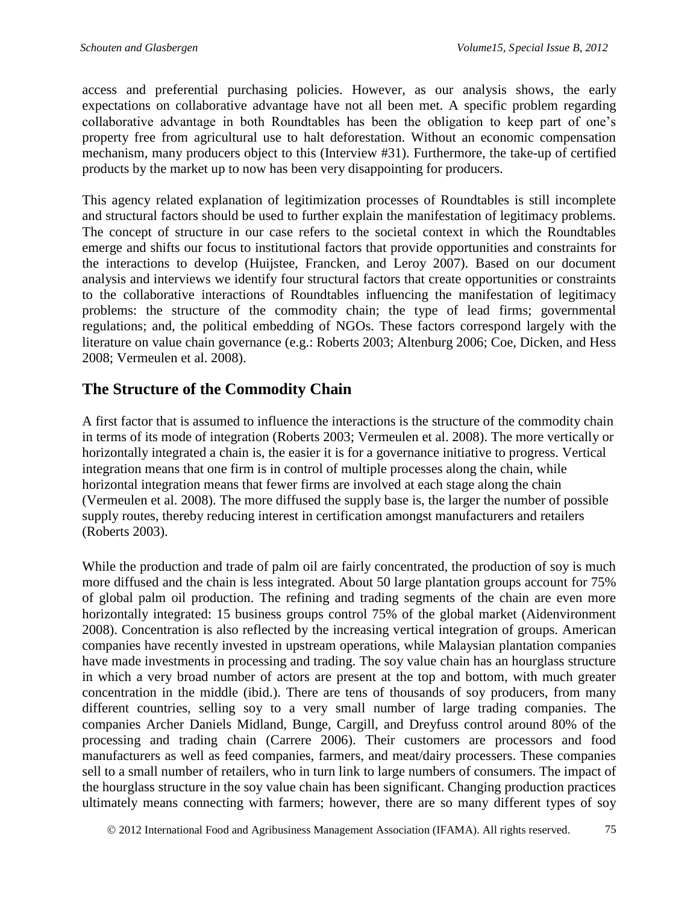access and preferential purchasing policies. However, as our analysis shows, the early expectations on collaborative advantage have not all been met. A specific problem regarding collaborative advantage in both Roundtables has been the obligation to keep part of one's property free from agricultural use to halt deforestation. Without an economic compensation mechanism, many producers object to this (Interview #31). Furthermore, the take-up of certified products by the market up to now has been very disappointing for producers.

This agency related explanation of legitimization processes of Roundtables is still incomplete and structural factors should be used to further explain the manifestation of legitimacy problems. The concept of structure in our case refers to the societal context in which the Roundtables emerge and shifts our focus to institutional factors that provide opportunities and constraints for the interactions to develop (Huijstee, Francken, and Leroy 2007). Based on our document analysis and interviews we identify four structural factors that create opportunities or constraints to the collaborative interactions of Roundtables influencing the manifestation of legitimacy problems: the structure of the commodity chain; the type of lead firms; governmental regulations; and, the political embedding of NGOs. These factors correspond largely with the literature on value chain governance (e.g.: Roberts 2003; Altenburg 2006; Coe, Dicken, and Hess 2008; Vermeulen et al. 2008).

## The Structure of the Commodity Chain

A first factor that is assumed to influence the interactions is the structure of the commodity chain in terms of its mode of integration (Roberts 2003; Vermeulen et al. 2008). The more vertically or horizontally integrated a chain is, the easier it is for a governance initiative to progress. Vertical integration means that one firm is in control of multiple processes along the chain, while horizontal integration means that fewer firms are involved at each stage along the chain (Vermeulen et al. 2008). The more diffused the supply base is, the larger the number of possible supply routes, thereby reducing interest in certification amongst manufacturers and retailers (Roberts 2003).

While the production and trade of palm oil are fairly concentrated, the production of soy is much more diffused and the chain is less integrated. About 50 large plantation groups account for 75% of global palm oil production. The refining and trading segments of the chain are even more horizontally integrated: 15 business groups control 75% of the global market (Aidenvironment 2008). Concentration is also reflected by the increasing vertical integration of groups. American companies have recently invested in upstream operations, while Malaysian plantation companies have made investments in processing and trading. The soy value chain has an hourglass structure in which a very broad number of actors are present at the top and bottom, with much greater concentration in the middle (ibid.). There are tens of thousands of soy producers, from many different countries, selling soy to a very small number of large trading companies. The companies Archer Daniels Midland, Bunge, Cargill, and Dreyfuss control around 80% of the processing and trading chain (Carrere 2006). Their customers are processors and food manufacturers as well as feed companies, farmers, and meat/dairy processers. These companies sell to a small number of retailers, who in turn link to large numbers of consumers. The impact of the hourglass structure in the soy value chain has been significant. Changing production practices ultimately means connecting with farmers; however, there are so many different types of soy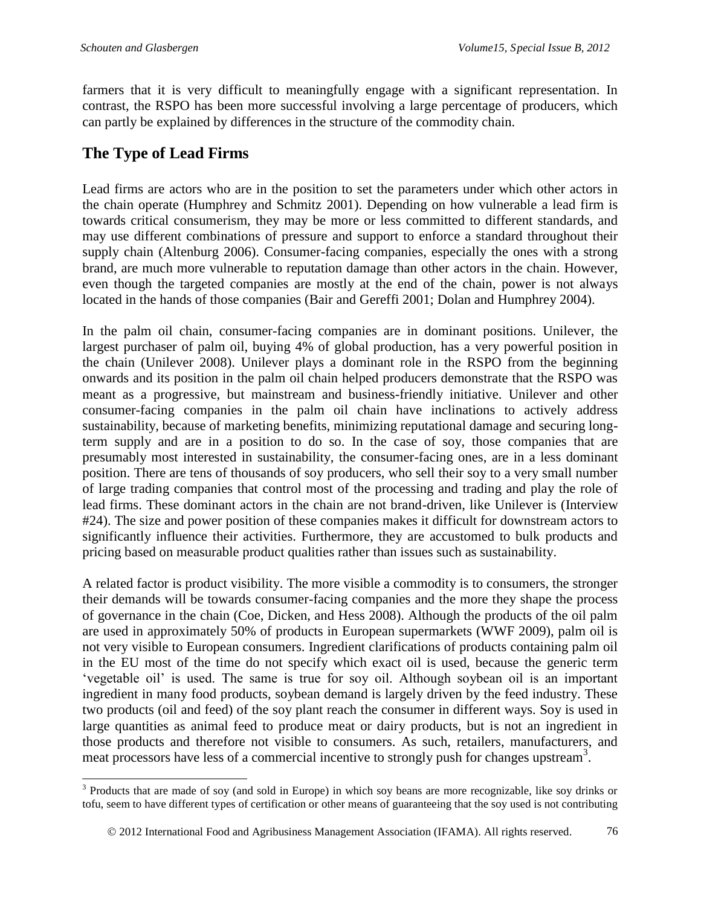farmers that it is very difficult to meaningfully engage with a significant representation. In contrast, the RSPO has been more successful involving a large percentage of producers, which can partly be explained by differences in the structure of the commodity chain.

## The Type of Lead Firms

Lead firms are actors who are in the position to set the parameters under which other actors in the chain operate (Humphrey and Schmitz 2001). Depending on how vulnerable a lead firm is towards critical consumerism, they may be more or less committed to different standards, and may use different combinations of pressure and support to enforce a standard throughout their supply chain (Altenburg 2006). Consumer-facing companies, especially the ones with a strong brand, are much more vulnerable to reputation damage than other actors in the chain. However, even though the targeted companies are mostly at the end of the chain, power is not always located in the hands of those companies (Bair and Gereffi 2001; Dolan and Humphrey 2004).

In the palm oil chain, consumer-facing companies are in dominant positions. Unilever, the largest purchaser of palm oil, buying 4% of global production, has a very powerful position in the chain (Unilever 2008). Unilever plays a dominant role in the RSPO from the beginning onwards and its position in the palm oil chain helped producers demonstrate that the RSPO was meant as a progressive, but mainstream and business-friendly initiative. Unilever and other consumer-facing companies in the palm oil chain have inclinations to actively address sustainability, because of marketing benefits, minimizing reputational damage and securing long-term supply and are in a position to do so. In the case of soy, those companies that are presumably most interested in sustainability, the consumer-facing ones, are in a less dominant position. There are tens of thousands of soy producers, who sell their soy to a very small number of large trading companies that control most of the processing and trading and play the role of lead firms. These dominant actors in the chain are not brand-driven, like Unilever is (Interview #24). The size and power position of these companies makes it difficult for downstream actors to significantly influence their activities. Furthermore, they are accustomed to bulk products and pricing based on measurable product qualities rather than issues such as sustainability.

A related factor is product visibility. The more visible a commodity is to consumers, the stronger their demands will be towards consumer-facing companies and the more they shape the process of governance in the chain (Coe, Dicken, and Hess 2008). Although the products of the oil palm are used in approximately 50% of products in European supermarkets (WWF 2009), palm oil is not very visible to European consumers. Ingredient clarifications of products containing palm oil in the EU most of the time do not specify which exact oil is used, because the generic term 'vegetable oil' is used. The same is true for soy oil. Although soybean oil is an important ingredient in many food products, soybean demand is largely driven by the feed industry. These two products (oil and feed) of the soy plant reach the consumer in different ways. Soy is used in large quantities as animal feed to produce meat or dairy products, but is not an ingredient in those products and therefore not visible to consumers. As such, retailers, manufacturers, and meat processors have less of a commercial incentive to strongly push for changes upstream[3].

[3] Products that are made of soy (and sold in Europe) in which soy beans are more recognizable, like soy drinks or tofu, seem to have different types of certification or other means of guaranteeing that the soy used is not contributing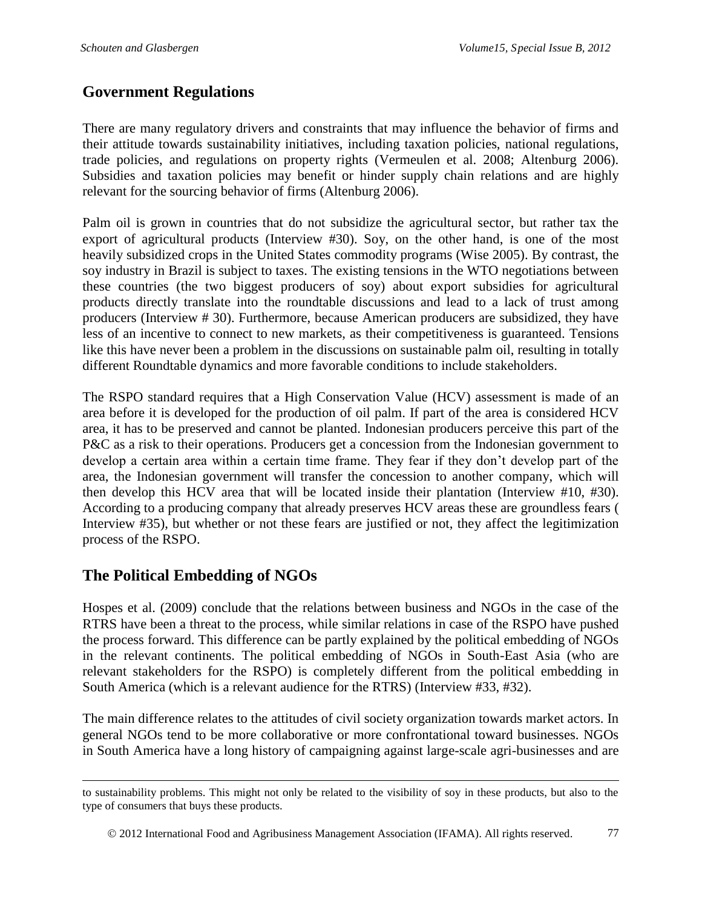## Government Regulations

There are many regulatory drivers and constraints that may influence the behavior of firms and their attitude towards sustainability initiatives, including taxation policies, national regulations, trade policies, and regulations on property rights (Vermeulen et al. 2008; Altenburg 2006). Subsidies and taxation policies may benefit or hinder supply chain relations and are highly relevant for the sourcing behavior of firms (Altenburg 2006).

Palm oil is grown in countries that do not subsidize the agricultural sector, but rather tax the export of agricultural products (Interview #30). Soy, on the other hand, is one of the most heavily subsidized crops in the United States commodity programs (Wise 2005). By contrast, the soy industry in Brazil is subject to taxes. The existing tensions in the WTO negotiations between these countries (the two biggest producers of soy) about export subsidies for agricultural products directly translate into the roundtable discussions and lead to a lack of trust among producers (Interview # 30). Furthermore, because American producers are subsidized, they have less of an incentive to connect to new markets, as their competitiveness is guaranteed. Tensions like this have never been a problem in the discussions on sustainable palm oil, resulting in totally different Roundtable dynamics and more favorable conditions to include stakeholders.

The RSPO standard requires that a High Conservation Value (HCV) assessment is made of an area before it is developed for the production of oil palm. If part of the area is considered HCV area, it has to be preserved and cannot be planted. Indonesian producers perceive this part of the P&C as a risk to their operations. Producers get a concession from the Indonesian government to develop a certain area within a certain time frame. They fear if they don't develop part of the area, the Indonesian government will transfer the concession to another company, which will then develop this HCV area that will be located inside their plantation (Interview #10, #30). According to a producing company that already preserves HCV areas these are groundless fears ( Interview #35), but whether or not these fears are justified or not, they affect the legitimization process of the RSPO.

## The Political Embedding of NGOs

Hospes et al. (2009) conclude that the relations between business and NGOs in the case of the RTRS have been a threat to the process, while similar relations in case of the RSPO have pushed the process forward. This difference can be partly explained by the political embedding of NGOs in the relevant continents. The political embedding of NGOs in South-East Asia (who are relevant stakeholders for the RSPO) is completely different from the political embedding in South America (which is a relevant audience for the RTRS) (Interview #33, #32).

The main difference relates to the attitudes of civil society organization towards market actors. In general NGOs tend to be more collaborative or more confrontational toward businesses. NGOs in South America have a long history of campaigning against large-scale agri-businesses and are

---

to sustainability problems. This might not only be related to the visibility of soy in these products, but also to the type of consumers that buys these products.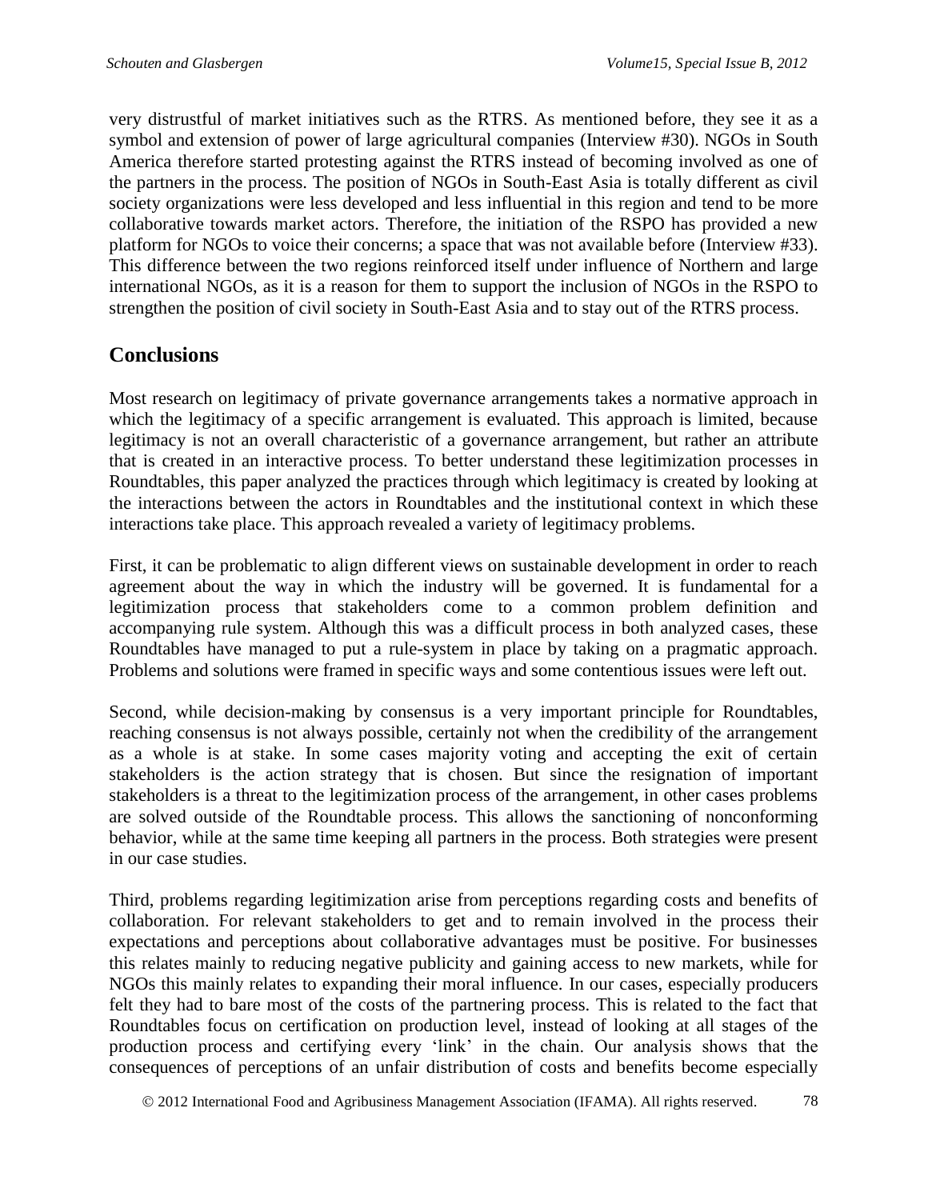very distrustful of market initiatives such as the RTRS. As mentioned before, they see it as a symbol and extension of power of large agricultural companies (Interview #30). NGOs in South America therefore started protesting against the RTRS instead of becoming involved as one of the partners in the process. The position of NGOs in South-East Asia is totally different as civil society organizations were less developed and less influential in this region and tend to be more collaborative towards market actors. Therefore, the initiation of the RSPO has provided a new platform for NGOs to voice their concerns; a space that was not available before (Interview #33). This difference between the two regions reinforced itself under influence of Northern and large international NGOs, as it is a reason for them to support the inclusion of NGOs in the RSPO to strengthen the position of civil society in South-East Asia and to stay out of the RTRS process.

## Conclusions

Most research on legitimacy of private governance arrangements takes a normative approach in which the legitimacy of a specific arrangement is evaluated. This approach is limited, because legitimacy is not an overall characteristic of a governance arrangement, but rather an attribute that is created in an interactive process. To better understand these legitimization processes in Roundtables, this paper analyzed the practices through which legitimacy is created by looking at the interactions between the actors in Roundtables and the institutional context in which these interactions take place. This approach revealed a variety of legitimacy problems.

First, it can be problematic to align different views on sustainable development in order to reach agreement about the way in which the industry will be governed. It is fundamental for a legitimization process that stakeholders come to a common problem definition and accompanying rule system. Although this was a difficult process in both analyzed cases, these Roundtables have managed to put a rule-system in place by taking on a pragmatic approach. Problems and solutions were framed in specific ways and some contentious issues were left out.

Second, while decision-making by consensus is a very important principle for Roundtables, reaching consensus is not always possible, certainly not when the credibility of the arrangement as a whole is at stake. In some cases majority voting and accepting the exit of certain stakeholders is the action strategy that is chosen. But since the resignation of important stakeholders is a threat to the legitimization process of the arrangement, in other cases problems are solved outside of the Roundtable process. This allows the sanctioning of nonconforming behavior, while at the same time keeping all partners in the process. Both strategies were present in our case studies.

Third, problems regarding legitimization arise from perceptions regarding costs and benefits of collaboration. For relevant stakeholders to get and to remain involved in the process their expectations and perceptions about collaborative advantages must be positive. For businesses this relates mainly to reducing negative publicity and gaining access to new markets, while for NGOs this mainly relates to expanding their moral influence. In our cases, especially producers felt they had to bare most of the costs of the partnering process. This is related to the fact that Roundtables focus on certification on production level, instead of looking at all stages of the production process and certifying every 'link' in the chain. Our analysis shows that the consequences of perceptions of an unfair distribution of costs and benefits become especially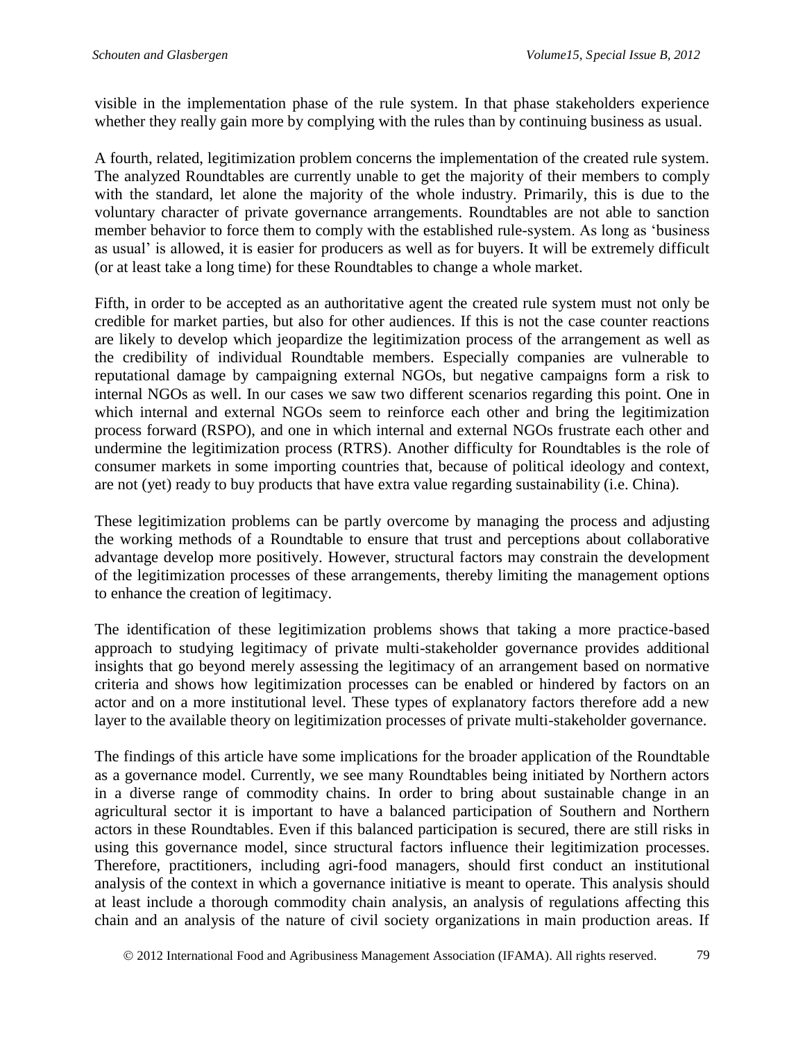visible in the implementation phase of the rule system. In that phase stakeholders experience whether they really gain more by complying with the rules than by continuing business as usual.

A fourth, related, legitimization problem concerns the implementation of the created rule system. The analyzed Roundtables are currently unable to get the majority of their members to comply with the standard, let alone the majority of the whole industry. Primarily, this is due to the voluntary character of private governance arrangements. Roundtables are not able to sanction member behavior to force them to comply with the established rule-system. As long as 'business as usual' is allowed, it is easier for producers as well as for buyers. It will be extremely difficult (or at least take a long time) for these Roundtables to change a whole market.

Fifth, in order to be accepted as an authoritative agent the created rule system must not only be credible for market parties, but also for other audiences. If this is not the case counter reactions are likely to develop which jeopardize the legitimization process of the arrangement as well as the credibility of individual Roundtable members. Especially companies are vulnerable to reputational damage by campaigning external NGOs, but negative campaigns form a risk to internal NGOs as well. In our cases we saw two different scenarios regarding this point. One in which internal and external NGOs seem to reinforce each other and bring the legitimization process forward (RSPO), and one in which internal and external NGOs frustrate each other and undermine the legitimization process (RTRS). Another difficulty for Roundtables is the role of consumer markets in some importing countries that, because of political ideology and context, are not (yet) ready to buy products that have extra value regarding sustainability (i.e. China).

These legitimization problems can be partly overcome by managing the process and adjusting the working methods of a Roundtable to ensure that trust and perceptions about collaborative advantage develop more positively. However, structural factors may constrain the development of the legitimization processes of these arrangements, thereby limiting the management options to enhance the creation of legitimacy.

The identification of these legitimization problems shows that taking a more practice-based approach to studying legitimacy of private multi-stakeholder governance provides additional insights that go beyond merely assessing the legitimacy of an arrangement based on normative criteria and shows how legitimization processes can be enabled or hindered by factors on an actor and on a more institutional level. These types of explanatory factors therefore add a new layer to the available theory on legitimization processes of private multi-stakeholder governance.

The findings of this article have some implications for the broader application of the Roundtable as a governance model. Currently, we see many Roundtables being initiated by Northern actors in a diverse range of commodity chains. In order to bring about sustainable change in an agricultural sector it is important to have a balanced participation of Southern and Northern actors in these Roundtables. Even if this balanced participation is secured, there are still risks in using this governance model, since structural factors influence their legitimization processes. Therefore, practitioners, including agri-food managers, should first conduct an institutional analysis of the context in which a governance initiative is meant to operate. This analysis should at least include a thorough commodity chain analysis, an analysis of regulations affecting this chain and an analysis of the nature of civil society organizations in main production areas. If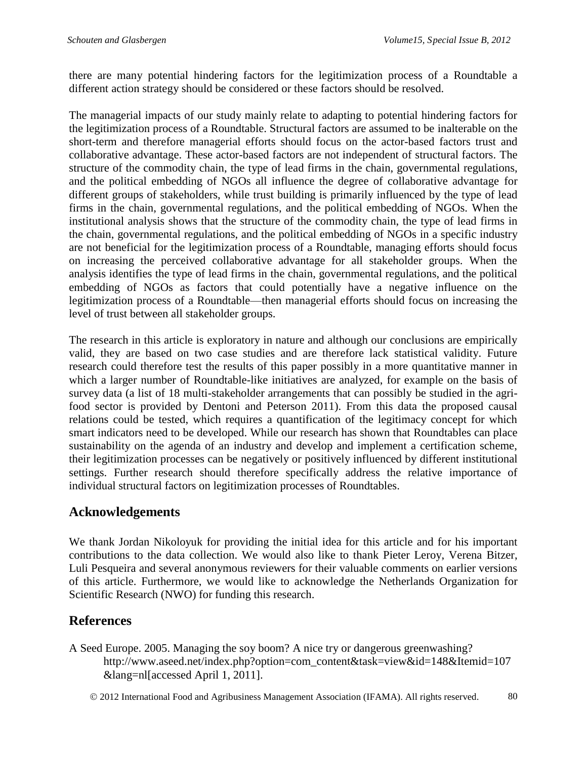there are many potential hindering factors for the legitimization process of a Roundtable a different action strategy should be considered or these factors should be resolved.

The managerial impacts of our study mainly relate to adapting to potential hindering factors for the legitimization process of a Roundtable. Structural factors are assumed to be inalterable on the short-term and therefore managerial efforts should focus on the actor-based factors trust and collaborative advantage. These actor-based factors are not independent of structural factors. The structure of the commodity chain, the type of lead firms in the chain, governmental regulations, and the political embedding of NGOs all influence the degree of collaborative advantage for different groups of stakeholders, while trust building is primarily influenced by the type of lead firms in the chain, governmental regulations, and the political embedding of NGOs. When the institutional analysis shows that the structure of the commodity chain, the type of lead firms in the chain, governmental regulations, and the political embedding of NGOs in a specific industry are not beneficial for the legitimization process of a Roundtable, managing efforts should focus on increasing the perceived collaborative advantage for all stakeholder groups. When the analysis identifies the type of lead firms in the chain, governmental regulations, and the political embedding of NGOs as factors that could potentially have a negative influence on the legitimization process of a Roundtable—then managerial efforts should focus on increasing the level of trust between all stakeholder groups.

The research in this article is exploratory in nature and although our conclusions are empirically valid, they are based on two case studies and are therefore lack statistical validity. Future research could therefore test the results of this paper possibly in a more quantitative manner in which a larger number of Roundtable-like initiatives are analyzed, for example on the basis of survey data (a list of 18 multi-stakeholder arrangements that can possibly be studied in the agri-food sector is provided by Dentoni and Peterson 2011). From this data the proposed causal relations could be tested, which requires a quantification of the legitimacy concept for which smart indicators need to be developed. While our research has shown that Roundtables can place sustainability on the agenda of an industry and develop and implement a certification scheme, their legitimization processes can be negatively or positively influenced by different institutional settings. Further research should therefore specifically address the relative importance of individual structural factors on legitimization processes of Roundtables.

## Acknowledgements

We thank Jordan Nikoloyuk for providing the initial idea for this article and for his important contributions to the data collection. We would also like to thank Pieter Leroy, Verena Bitzer, Luli Pesqueira and several anonymous reviewers for their valuable comments on earlier versions of this article. Furthermore, we would like to acknowledge the Netherlands Organization for Scientific Research (NWO) for funding this research.

## References

A Seed Europe. 2005. Managing the soy boom? A nice try or dangerous greenwashing? http://www.aseed.net/index.php?option=com_content&task=view&id=148&Itemid=107&lang=nl[accessed April 1, 2011].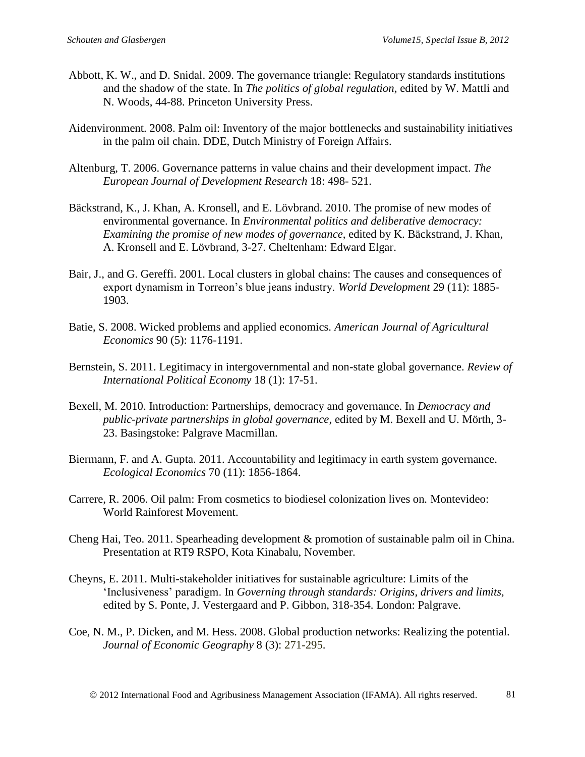Abbott, K. W., and D. Snidal. 2009. The governance triangle: Regulatory standards institutions and the shadow of the state. In *The politics of global regulation*, edited by W. Mattli and N. Woods, 44-88. Princeton University Press.

Aidenvironment. 2008. Palm oil: Inventory of the major bottlenecks and sustainability initiatives in the palm oil chain. DDE, Dutch Ministry of Foreign Affairs.

Altenburg, T. 2006. Governance patterns in value chains and their development impact. *The European Journal of Development Research* 18: 498- 521.

Bäckstrand, K., J. Khan, A. Kronsell, and E. Lövbrand. 2010. The promise of new modes of environmental governance. In *Environmental politics and deliberative democracy: Examining the promise of new modes of governance*, edited by K. Bäckstrand, J. Khan, A. Kronsell and E. Lövbrand, 3-27. Cheltenham: Edward Elgar.

Bair, J., and G. Gereffi. 2001. Local clusters in global chains: The causes and consequences of export dynamism in Torreon's blue jeans industry. *World Development* 29 (11): 1885-1903.

Batie, S. 2008. Wicked problems and applied economics. *American Journal of Agricultural Economics* 90 (5): 1176-1191.

Bernstein, S. 2011. Legitimacy in intergovernmental and non-state global governance. *Review of International Political Economy* 18 (1): 17-51.

Bexell, M. 2010. Introduction: Partnerships, democracy and governance. In *Democracy and public-private partnerships in global governance*, edited by M. Bexell and U. Mörth, 3-23. Basingstoke: Palgrave Macmillan.

Biermann, F. and A. Gupta. 2011. Accountability and legitimacy in earth system governance. *Ecological Economics* 70 (11): 1856-1864.

Carrere, R. 2006. Oil palm: From cosmetics to biodiesel colonization lives on. Montevideo: World Rainforest Movement.

Cheng Hai, Teo. 2011. Spearheading development & promotion of sustainable palm oil in China. Presentation at RT9 RSPO, Kota Kinabalu, November.

Cheyns, E. 2011. Multi-stakeholder initiatives for sustainable agriculture: Limits of the 'Inclusiveness' paradigm. In *Governing through standards: Origins, drivers and limits*, edited by S. Ponte, J. Vestergaard and P. Gibbon, 318-354. London: Palgrave.

Coe, N. M., P. Dicken, and M. Hess. 2008. Global production networks: Realizing the potential. *Journal of Economic Geography* 8 (3): 271-295.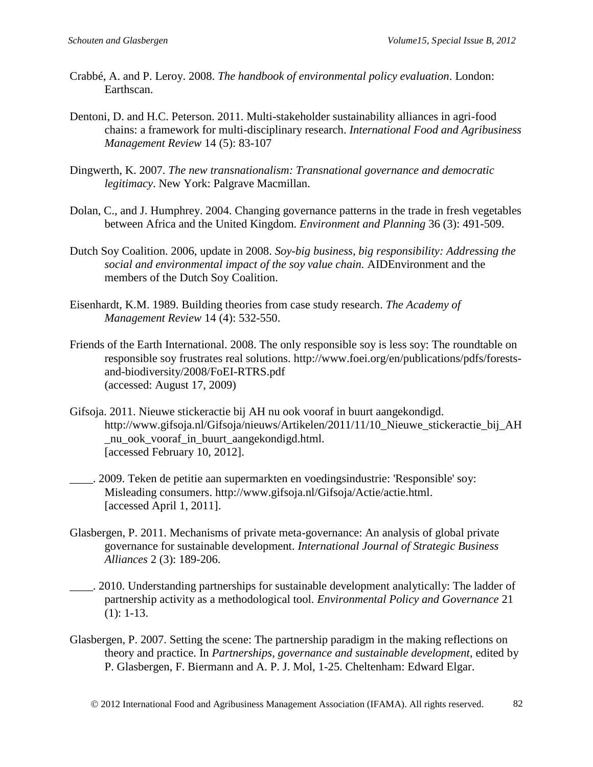Crabbé, A. and P. Leroy. 2008. *The handbook of environmental policy evaluation*. London: Earthscan.

Dentoni, D. and H.C. Peterson. 2011. Multi-stakeholder sustainability alliances in agri-food chains: a framework for multi-disciplinary research. *International Food and Agribusiness Management Review* 14 (5): 83-107

Dingwerth, K. 2007. *The new transnationalism: Transnational governance and democratic legitimacy*. New York: Palgrave Macmillan.

Dolan, C., and J. Humphrey. 2004. Changing governance patterns in the trade in fresh vegetables between Africa and the United Kingdom. *Environment and Planning* 36 (3): 491-509.

Dutch Soy Coalition. 2006, update in 2008. *Soy-big business, big responsibility: Addressing the social and environmental impact of the soy value chain.* AIDEnvironment and the members of the Dutch Soy Coalition.

Eisenhardt, K.M. 1989. Building theories from case study research. *The Academy of Management Review* 14 (4): 532-550.

Friends of the Earth International. 2008. The only responsible soy is less soy: The roundtable on responsible soy frustrates real solutions. http://www.foei.org/en/publications/pdfs/forests-and-biodiversity/2008/FoEI-RTRS.pdf (accessed: August 17, 2009)

Gifsoja. 2011. Nieuwe stickeractie bij AH nu ook vooraf in buurt aangekondigd. http://www.gifsoja.nl/Gifsoja/nieuws/Artikelen/2011/11/10_Nieuwe_stickeractie_bij_AH_nu_ook_vooraf_in_buurt_aangekondigd.html. [accessed February 10, 2012].

____. 2009. Teken de petitie aan supermarkten en voedingsindustrie: 'Responsible' soy: Misleading consumers. http://www.gifsoja.nl/Gifsoja/Actie/actie.html. [accessed April 1, 2011].

Glasbergen, P. 2011. Mechanisms of private meta-governance: An analysis of global private governance for sustainable development. *International Journal of Strategic Business Alliances* 2 (3): 189-206.

____. 2010. Understanding partnerships for sustainable development analytically: The ladder of partnership activity as a methodological tool. *Environmental Policy and Governance* 21 (1): 1-13.

Glasbergen, P. 2007. Setting the scene: The partnership paradigm in the making reflections on theory and practice. In *Partnerships, governance and sustainable development*, edited by P. Glasbergen, F. Biermann and A. P. J. Mol, 1-25. Cheltenham: Edward Elgar.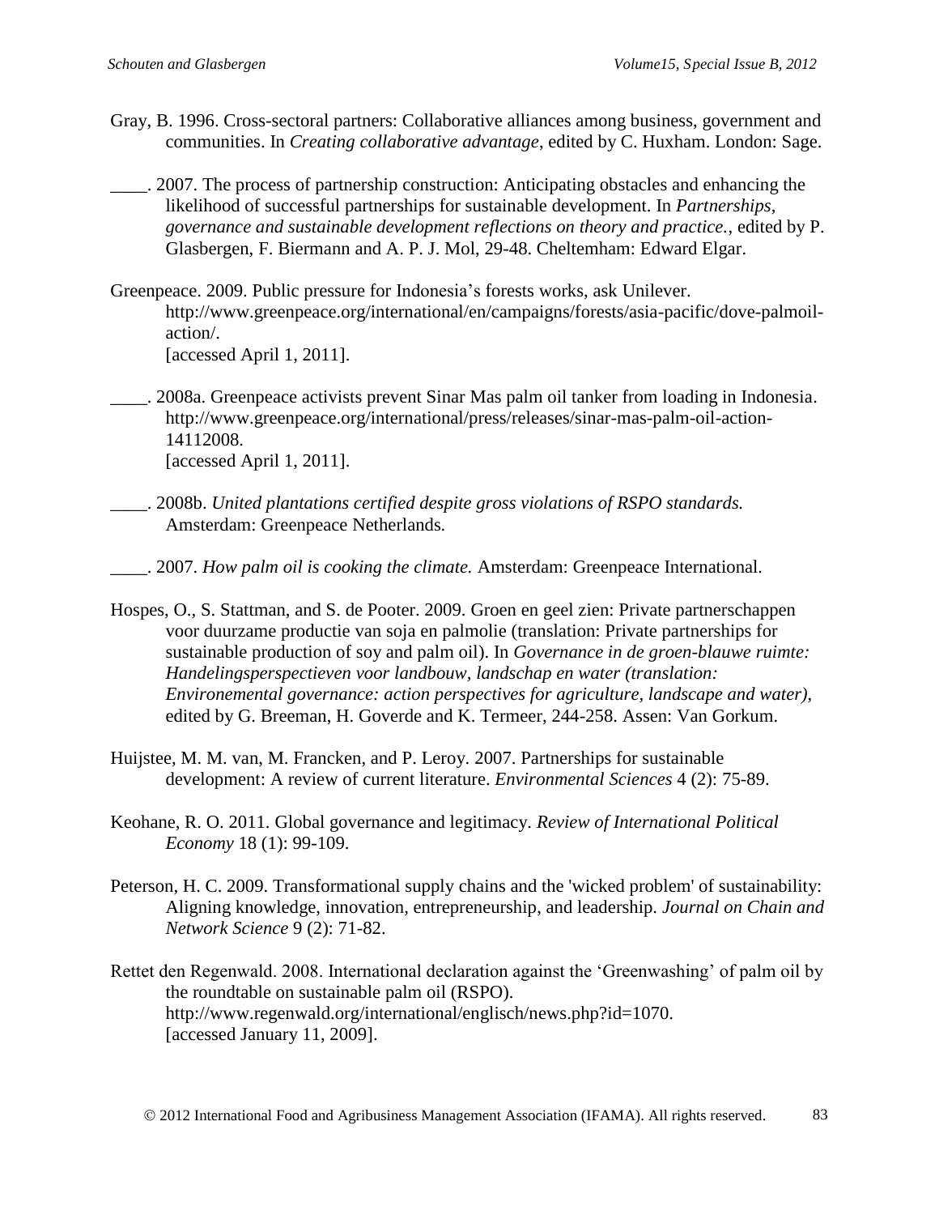Gray, B. 1996. Cross-sectoral partners: Collaborative alliances among business, government and communities. In *Creating collaborative advantage*, edited by C. Huxham. London: Sage.

____. 2007. The process of partnership construction: Anticipating obstacles and enhancing the likelihood of successful partnerships for sustainable development. In *Partnerships, governance and sustainable development reflections on theory and practice.*, edited by P. Glasbergen, F. Biermann and A. P. J. Mol, 29-48. Cheltemham: Edward Elgar.

Greenpeace. 2009. Public pressure for Indonesia's forests works, ask Unilever. http://www.greenpeace.org/international/en/campaigns/forests/asia-pacific/dove-palmoil-action/. [accessed April 1, 2011].

____. 2008a. Greenpeace activists prevent Sinar Mas palm oil tanker from loading in Indonesia. http://www.greenpeace.org/international/press/releases/sinar-mas-palm-oil-action-14112008. [accessed April 1, 2011].

____. 2008b. *United plantations certified despite gross violations of RSPO standards.* Amsterdam: Greenpeace Netherlands.

____. 2007. *How palm oil is cooking the climate.* Amsterdam: Greenpeace International.

Hospes, O., S. Stattman, and S. de Pooter. 2009. Groen en geel zien: Private partnerschappen voor duurzame productie van soja en palmolie (translation: Private partnerships for sustainable production of soy and palm oil). In *Governance in de groen-blauwe ruimte: Handelingsperspectieven voor landbouw, landschap en water (translation: Environemental governance: action perspectives for agriculture, landscape and water)*, edited by G. Breeman, H. Goverde and K. Termeer, 244-258. Assen: Van Gorkum.

Huijstee, M. M. van, M. Francken, and P. Leroy. 2007. Partnerships for sustainable development: A review of current literature. *Environmental Sciences* 4 (2): 75-89.

Keohane, R. O. 2011. Global governance and legitimacy. *Review of International Political Economy* 18 (1): 99-109.

Peterson, H. C. 2009. Transformational supply chains and the 'wicked problem' of sustainability: Aligning knowledge, innovation, entrepreneurship, and leadership. *Journal on Chain and Network Science* 9 (2): 71-82.

Rettet den Regenwald. 2008. International declaration against the 'Greenwashing' of palm oil by the roundtable on sustainable palm oil (RSPO). http://www.regenwald.org/international/englisch/news.php?id=1070. [accessed January 11, 2009].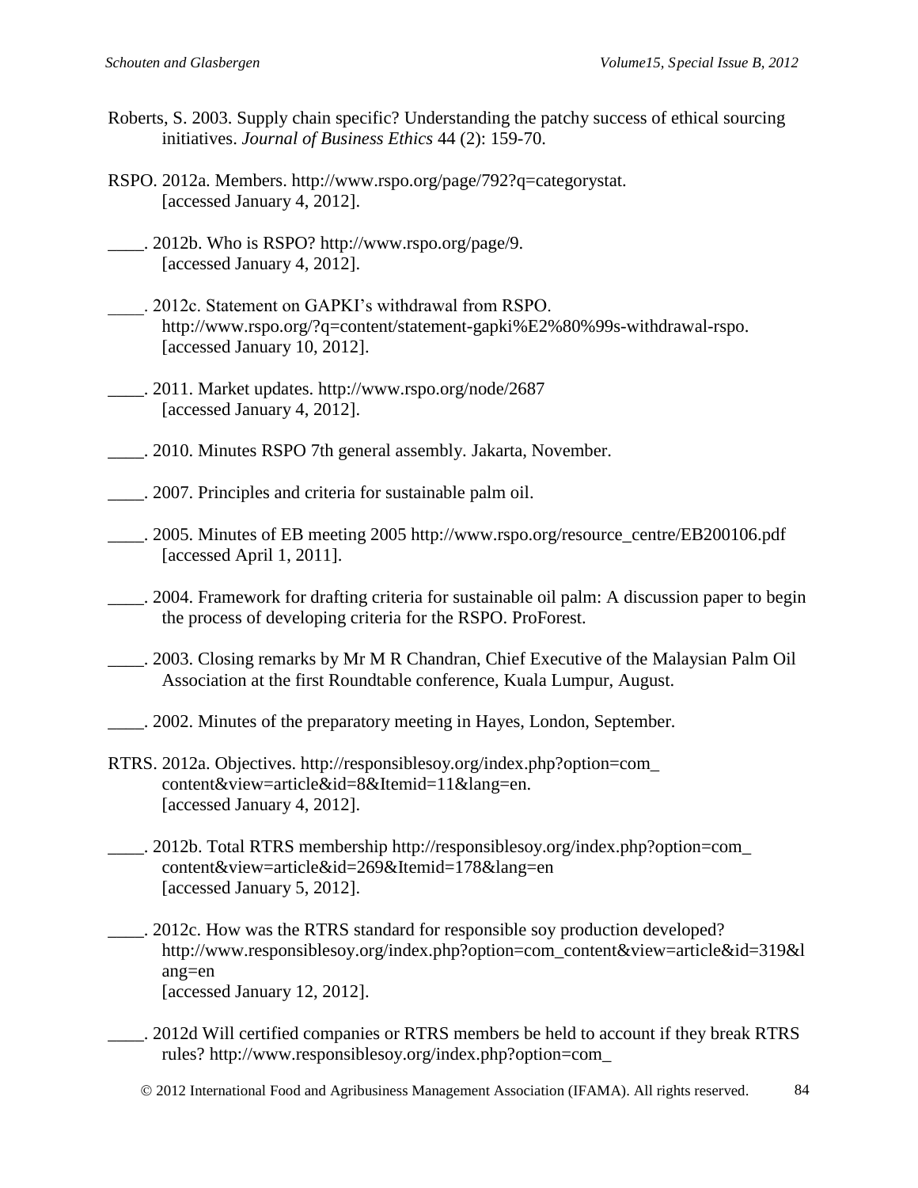Roberts, S. 2003. Supply chain specific? Understanding the patchy success of ethical sourcing initiatives. *Journal of Business Ethics* 44 (2): 159-70.

RSPO. 2012a. Members. http://www.rspo.org/page/792?q=categorystat. [accessed January 4, 2012].

____. 2012b. Who is RSPO? http://www.rspo.org/page/9. [accessed January 4, 2012].

____. 2012c. Statement on GAPKI's withdrawal from RSPO. http://www.rspo.org/?q=content/statement-gapki%E2%80%99s-withdrawal-rspo. [accessed January 10, 2012].

____. 2011. Market updates. http://www.rspo.org/node/2687 [accessed January 4, 2012].

____. 2010. Minutes RSPO 7th general assembly. Jakarta, November.

____. 2007. Principles and criteria for sustainable palm oil.

____. 2005. Minutes of EB meeting 2005 http://www.rspo.org/resource_centre/EB200106.pdf [accessed April 1, 2011].

____. 2004. Framework for drafting criteria for sustainable oil palm: A discussion paper to begin the process of developing criteria for the RSPO. ProForest.

____. 2003. Closing remarks by Mr M R Chandran, Chief Executive of the Malaysian Palm Oil Association at the first Roundtable conference, Kuala Lumpur, August.

____. 2002. Minutes of the preparatory meeting in Hayes, London, September.

RTRS. 2012a. Objectives. http://responsiblesoy.org/index.php?option=com_content&view=article&id=8&Itemid=11&lang=en. [accessed January 4, 2012].

____. 2012b. Total RTRS membership http://responsiblesoy.org/index.php?option=com_content&view=article&id=269&Itemid=178&lang=en [accessed January 5, 2012].

____. 2012c. How was the RTRS standard for responsible soy production developed? http://www.responsiblesoy.org/index.php?option=com_content&view=article&id=319&lang=en [accessed January 12, 2012].

____. 2012d Will certified companies or RTRS members be held to account if they break RTRS rules? http://www.responsiblesoy.org/index.php?option=com_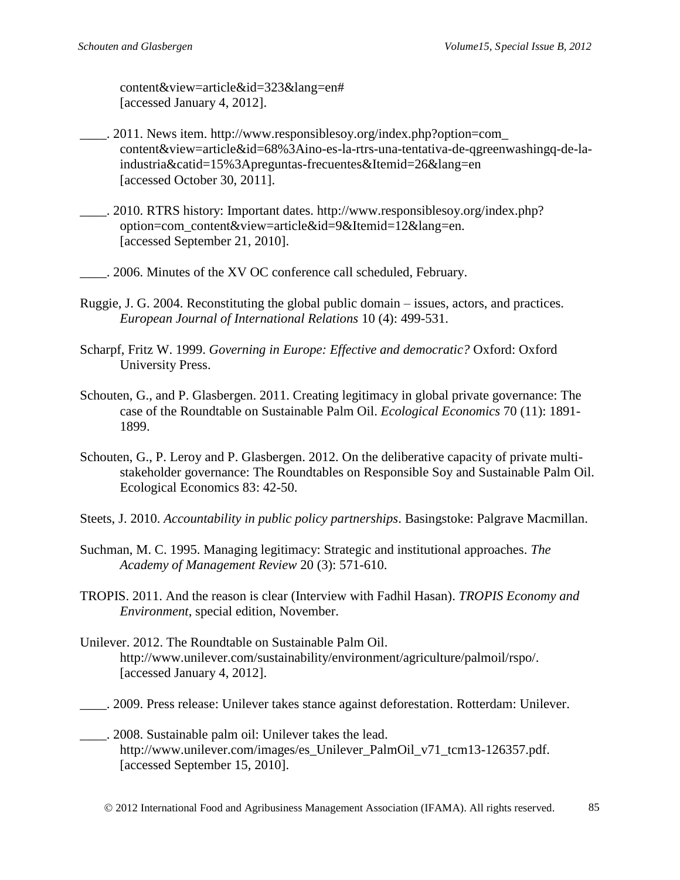content&view=article&id=323&lang=en#
[accessed January 4, 2012].

____. 2011. News item. http://www.responsiblesoy.org/index.php?option=com_content&view=article&id=68%3Aino-es-la-rtrs-una-tentativa-de-qgreenwashingq-de-la-industria&catid=15%3Apreguntas-frecuentes&Itemid=26&lang=en [accessed October 30, 2011].

____. 2010. RTRS history: Important dates. http://www.responsiblesoy.org/index.php?option=com_content&view=article&id=9&Itemid=12&lang=en. [accessed September 21, 2010].

____. 2006. Minutes of the XV OC conference call scheduled, February.

Ruggie, J. G. 2004. Reconstituting the global public domain – issues, actors, and practices. *European Journal of International Relations* 10 (4): 499-531.

Scharpf, Fritz W. 1999. *Governing in Europe: Effective and democratic?* Oxford: Oxford University Press.

Schouten, G., and P. Glasbergen. 2011. Creating legitimacy in global private governance: The case of the Roundtable on Sustainable Palm Oil. *Ecological Economics* 70 (11): 1891-1899.

Schouten, G., P. Leroy and P. Glasbergen. 2012. On the deliberative capacity of private multi-stakeholder governance: The Roundtables on Responsible Soy and Sustainable Palm Oil. Ecological Economics 83: 42-50.

Steets, J. 2010. *Accountability in public policy partnerships*. Basingstoke: Palgrave Macmillan.

Suchman, M. C. 1995. Managing legitimacy: Strategic and institutional approaches. *The Academy of Management Review* 20 (3): 571-610.

TROPIS. 2011. And the reason is clear (Interview with Fadhil Hasan). *TROPIS Economy and Environment*, special edition, November.

Unilever. 2012. The Roundtable on Sustainable Palm Oil. http://www.unilever.com/sustainability/environment/agriculture/palmoil/rspo/. [accessed January 4, 2012].

____. 2009. Press release: Unilever takes stance against deforestation. Rotterdam: Unilever.

____. 2008. Sustainable palm oil: Unilever takes the lead. http://www.unilever.com/images/es_Unilever_PalmOil_v71_tcm13-126357.pdf. [accessed September 15, 2010].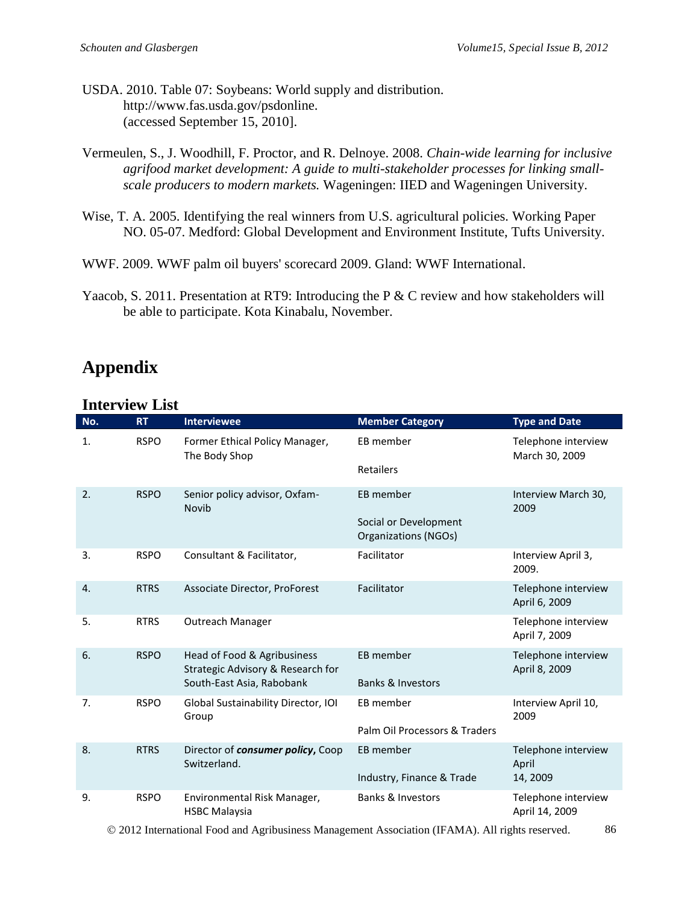USDA. 2010. Table 07: Soybeans: World supply and distribution. http://www.fas.usda.gov/psdonline. (accessed September 15, 2010].

Vermeulen, S., J. Woodhill, F. Proctor, and R. Delnoye. 2008. *Chain-wide learning for inclusive agrifood market development: A guide to multi-stakeholder processes for linking small-scale producers to modern markets.* Wageningen: IIED and Wageningen University.

Wise, T. A. 2005. Identifying the real winners from U.S. agricultural policies. Working Paper NO. 05-07. Medford: Global Development and Environment Institute, Tufts University.

WWF. 2009. WWF palm oil buyers' scorecard 2009. Gland: WWF International.

Yaacob, S. 2011. Presentation at RT9: Introducing the P & C review and how stakeholders will be able to participate. Kota Kinabalu, November.

# Appendix

## Interview List

| No. | RT | Interviewee | Member Category | Type and Date |
|---|---|---|---|---|
| 1. | RSPO | Former Ethical Policy Manager, The Body Shop | EB member<br>Retailers | Telephone interview March 30, 2009 |
| 2. | RSPO | Senior policy advisor, Oxfam-Novib | EB member<br>Social or Development Organizations (NGOs) | Interview March 30, 2009 |
| 3. | RSPO | Consultant & Facilitator, | Facilitator | Interview April 3, 2009. |
| 4. | RTRS | Associate Director, ProForest | Facilitator | Telephone interview April 6, 2009 |
| 5. | RTRS | Outreach Manager | | Telephone interview April 7, 2009 |
| 6. | RSPO | Head of Food & Agribusiness Strategic Advisory & Research for South-East Asia, Rabobank | EB member<br>Banks & Investors | Telephone interview April 8, 2009 |
| 7. | RSPO | Global Sustainability Director, IOI Group | EB member<br>Palm Oil Processors & Traders | Interview April 10, 2009 |
| 8. | RTRS | Director of ***consumer policy***, Coop Switzerland. | EB member<br>Industry, Finance & Trade | Telephone interview April 14, 2009 |
| 9. | RSPO | Environmental Risk Manager, HSBC Malaysia | Banks & Investors | Telephone interview April 14, 2009 |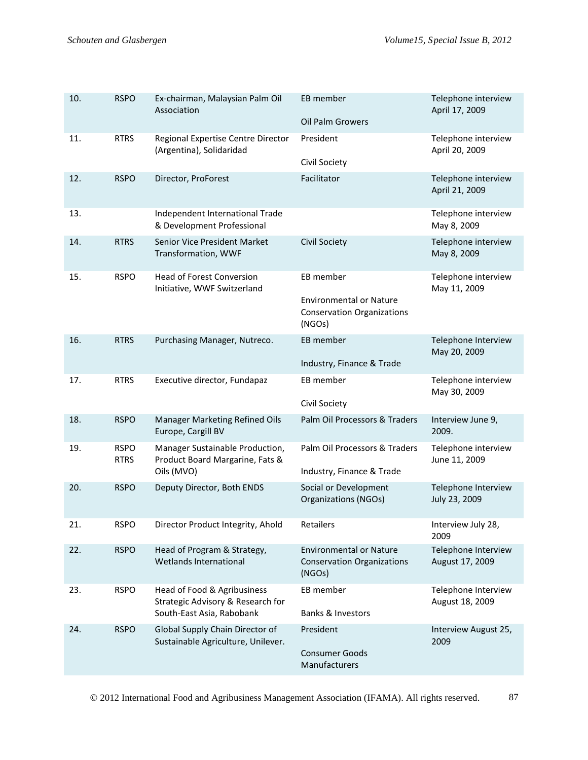| | | | | |
|---|---|---|---|---|
| 10. | RSPO | Ex-chairman, Malaysian Palm Oil Association | EB member<br><br>Oil Palm Growers | Telephone interview April 17, 2009 |
| 11. | RTRS | Regional Expertise Centre Director (Argentina), Solidaridad | President<br><br>Civil Society | Telephone interview April 20, 2009 |
| 12. | RSPO | Director, ProForest | Facilitator | Telephone interview April 21, 2009 |
| 13. | | Independent International Trade & Development Professional | | Telephone interview May 8, 2009 |
| 14. | RTRS | Senior Vice President Market Transformation, WWF | Civil Society | Telephone interview May 8, 2009 |
| 15. | RSPO | Head of Forest Conversion Initiative, WWF Switzerland | EB member<br><br>Environmental or Nature Conservation Organizations (NGOs) | Telephone interview May 11, 2009 |
| 16. | RTRS | Purchasing Manager, Nutreco. | EB member<br><br>Industry, Finance & Trade | Telephone Interview May 20, 2009 |
| 17. | RTRS | Executive director, Fundapaz | EB member<br><br>Civil Society | Telephone interview May 30, 2009 |
| 18. | RSPO | Manager Marketing Refined Oils Europe, Cargill BV | Palm Oil Processors & Traders | Interview June 9, 2009. |
| 19. | RSPO<br>RTRS | Manager Sustainable Production, Product Board Margarine, Fats & Oils (MVO) | Palm Oil Processors & Traders<br><br>Industry, Finance & Trade | Telephone interview June 11, 2009 |
| 20. | RSPO | Deputy Director, Both ENDS | Social or Development Organizations (NGOs) | Telephone Interview July 23, 2009 |
| 21. | RSPO | Director Product Integrity, Ahold | Retailers | Interview July 28, 2009 |
| 22. | RSPO | Head of Program & Strategy, Wetlands International | Environmental or Nature Conservation Organizations (NGOs) | Telephone Interview August 17, 2009 |
| 23. | RSPO | Head of Food & Agribusiness Strategic Advisory & Research for South-East Asia, Rabobank | EB member<br><br>Banks & Investors | Telephone Interview August 18, 2009 |
| 24. | RSPO | Global Supply Chain Director of Sustainable Agriculture, Unilever. | President<br><br>Consumer Goods Manufacturers | Interview August 25, 2009 |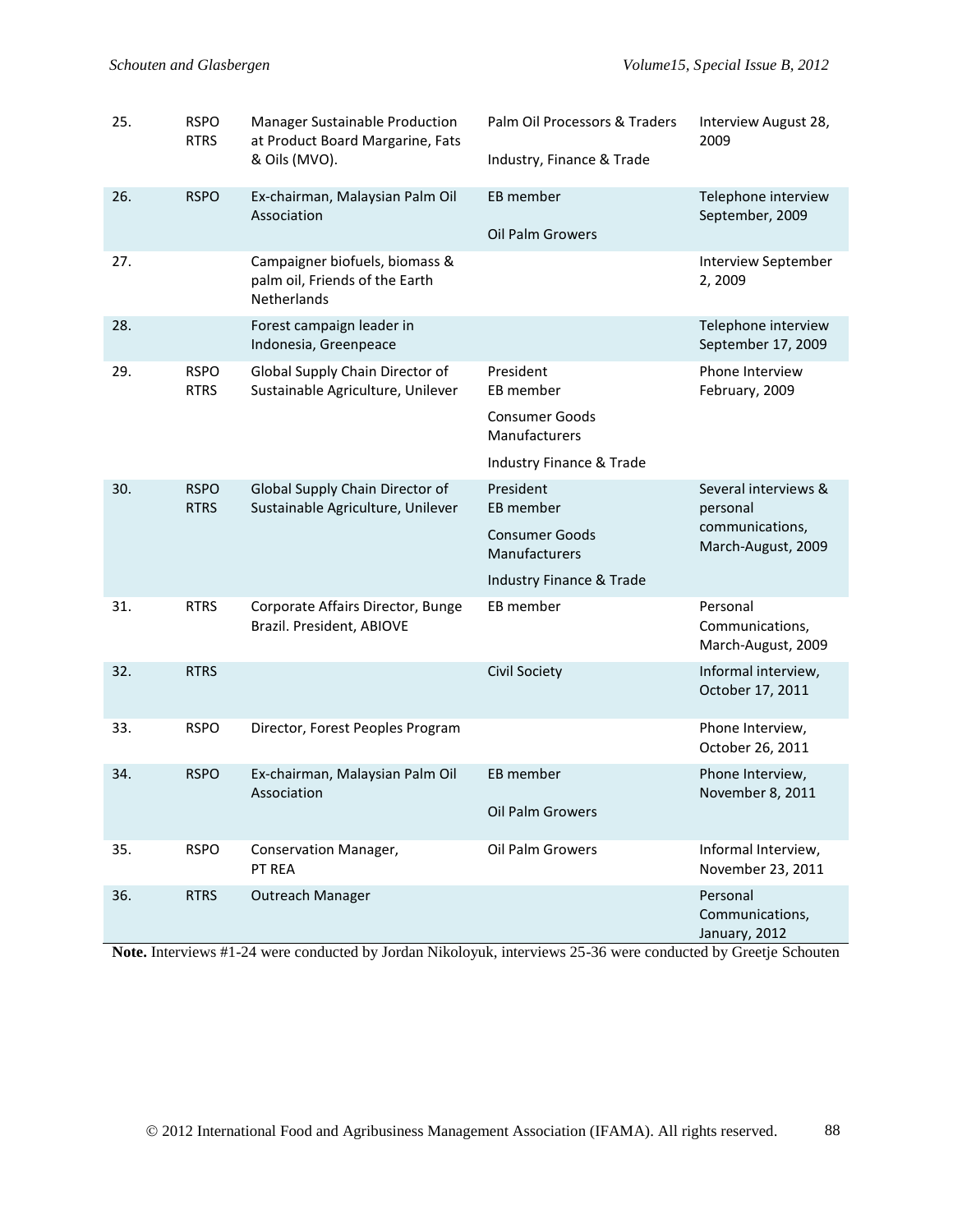| | | | | |
|---|---|---|---|---|
| 25. | RSPO RTRS | Manager Sustainable Production at Product Board Margarine, Fats & Oils (MVO). | Palm Oil Processors & Traders<br><br>Industry, Finance & Trade | Interview August 28, 2009 |
| 26. | RSPO | Ex-chairman, Malaysian Palm Oil Association | EB member<br><br>Oil Palm Growers | Telephone interview September, 2009 |
| 27. | | Campaigner biofuels, biomass & palm oil, Friends of the Earth Netherlands | | Interview September 2, 2009 |
| 28. | | Forest campaign leader in Indonesia, Greenpeace | | Telephone interview September 17, 2009 |
| 29. | RSPO RTRS | Global Supply Chain Director of Sustainable Agriculture, Unilever | President EB member<br><br>Consumer Goods Manufacturers<br><br>Industry Finance & Trade | Phone Interview February, 2009 |
| 30. | RSPO RTRS | Global Supply Chain Director of Sustainable Agriculture, Unilever | President EB member<br><br>Consumer Goods Manufacturers<br><br>Industry Finance & Trade | Several interviews & personal communications, March-August, 2009 |
| 31. | RTRS | Corporate Affairs Director, Bunge Brazil. President, ABIOVE | EB member | Personal Communications, March-August, 2009 |
| 32. | RTRS | | Civil Society | Informal interview, October 17, 2011 |
| 33. | RSPO | Director, Forest Peoples Program | | Phone Interview, October 26, 2011 |
| 34. | RSPO | Ex-chairman, Malaysian Palm Oil Association | EB member<br><br>Oil Palm Growers | Phone Interview, November 8, 2011 |
| 35. | RSPO | Conservation Manager, PT REA | Oil Palm Growers | Informal Interview, November 23, 2011 |
| 36. | RTRS | Outreach Manager | | Personal Communications, January, 2012 |

**Note.** Interviews #1-24 were conducted by Jordan Nikoloyuk, interviews 25-36 were conducted by Greetje Schouten